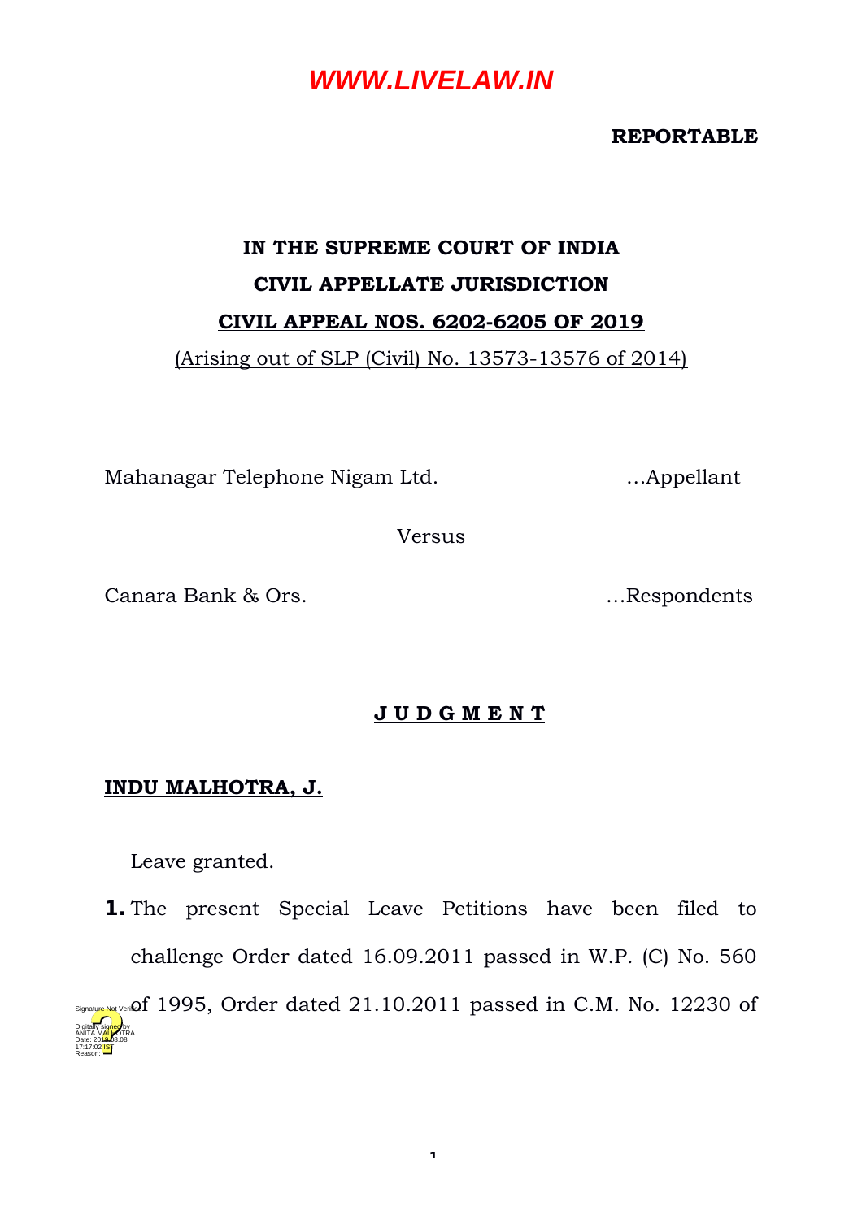WWW.LIVELAW.IN

**REPORTABLE**

**IN THE SUPREME COURT OF INDIA**
**CIVIL APPELLATE JURISDICTION**
**CIVIL APPEAL NOS. 6202-6205 OF 2019**
(Arising out of SLP (Civil) No. 13573-13576 of 2014)

Mahanagar Telephone Nigam Ltd. ...Appellant

Versus

Canara Bank & Ors. ...Respondents

**J U D G M E N T**

**INDU MALHOTRA, J.**

Leave granted.

**1.** The present Special Leave Petitions have been filed to challenge Order dated 16.09.2011 passed in W.P. (C) No. 560 of 1995, Order dated 21.10.2011 passed in C.M. No. 12230 of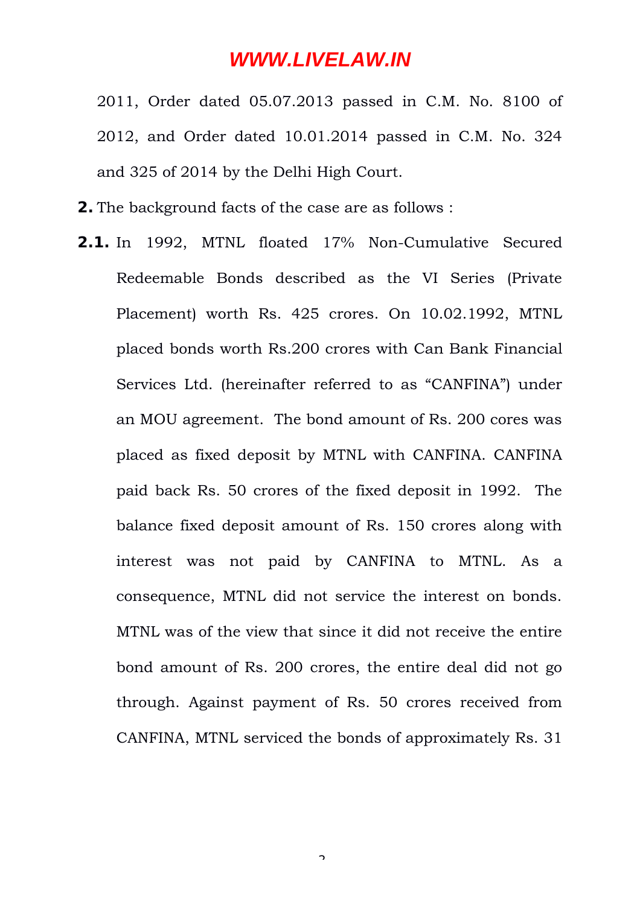2011, Order dated 05.07.2013 passed in C.M. No. 8100 of 2012, and Order dated 10.01.2014 passed in C.M. No. 324 and 325 of 2014 by the Delhi High Court.

**2.** The background facts of the case are as follows :

**2.1.** In 1992, MTNL floated 17% Non-Cumulative Secured Redeemable Bonds described as the VI Series (Private Placement) worth Rs. 425 crores. On 10.02.1992, MTNL placed bonds worth Rs.200 crores with Can Bank Financial Services Ltd. (hereinafter referred to as "CANFINA") under an MOU agreement. The bond amount of Rs. 200 cores was placed as fixed deposit by MTNL with CANFINA. CANFINA paid back Rs. 50 crores of the fixed deposit in 1992. The balance fixed deposit amount of Rs. 150 crores along with interest was not paid by CANFINA to MTNL. As a consequence, MTNL did not service the interest on bonds. MTNL was of the view that since it did not receive the entire bond amount of Rs. 200 crores, the entire deal did not go through. Against payment of Rs. 50 crores received from CANFINA, MTNL serviced the bonds of approximately Rs. 31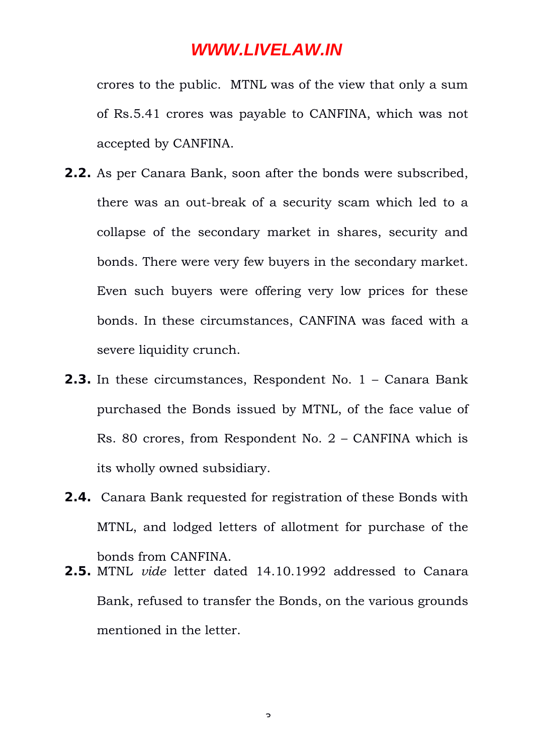crores to the public. MTNL was of the view that only a sum of Rs.5.41 crores was payable to CANFINA, which was not accepted by CANFINA.

**2.2.** As per Canara Bank, soon after the bonds were subscribed, there was an out-break of a security scam which led to a collapse of the secondary market in shares, security and bonds. There were very few buyers in the secondary market. Even such buyers were offering very low prices for these bonds. In these circumstances, CANFINA was faced with a severe liquidity crunch.

**2.3.** In these circumstances, Respondent No. 1 – Canara Bank purchased the Bonds issued by MTNL, of the face value of Rs. 80 crores, from Respondent No. 2 – CANFINA which is its wholly owned subsidiary.

**2.4.** Canara Bank requested for registration of these Bonds with MTNL, and lodged letters of allotment for purchase of the bonds from CANFINA.

**2.5.** MTNL *vide* letter dated 14.10.1992 addressed to Canara Bank, refused to transfer the Bonds, on the various grounds mentioned in the letter.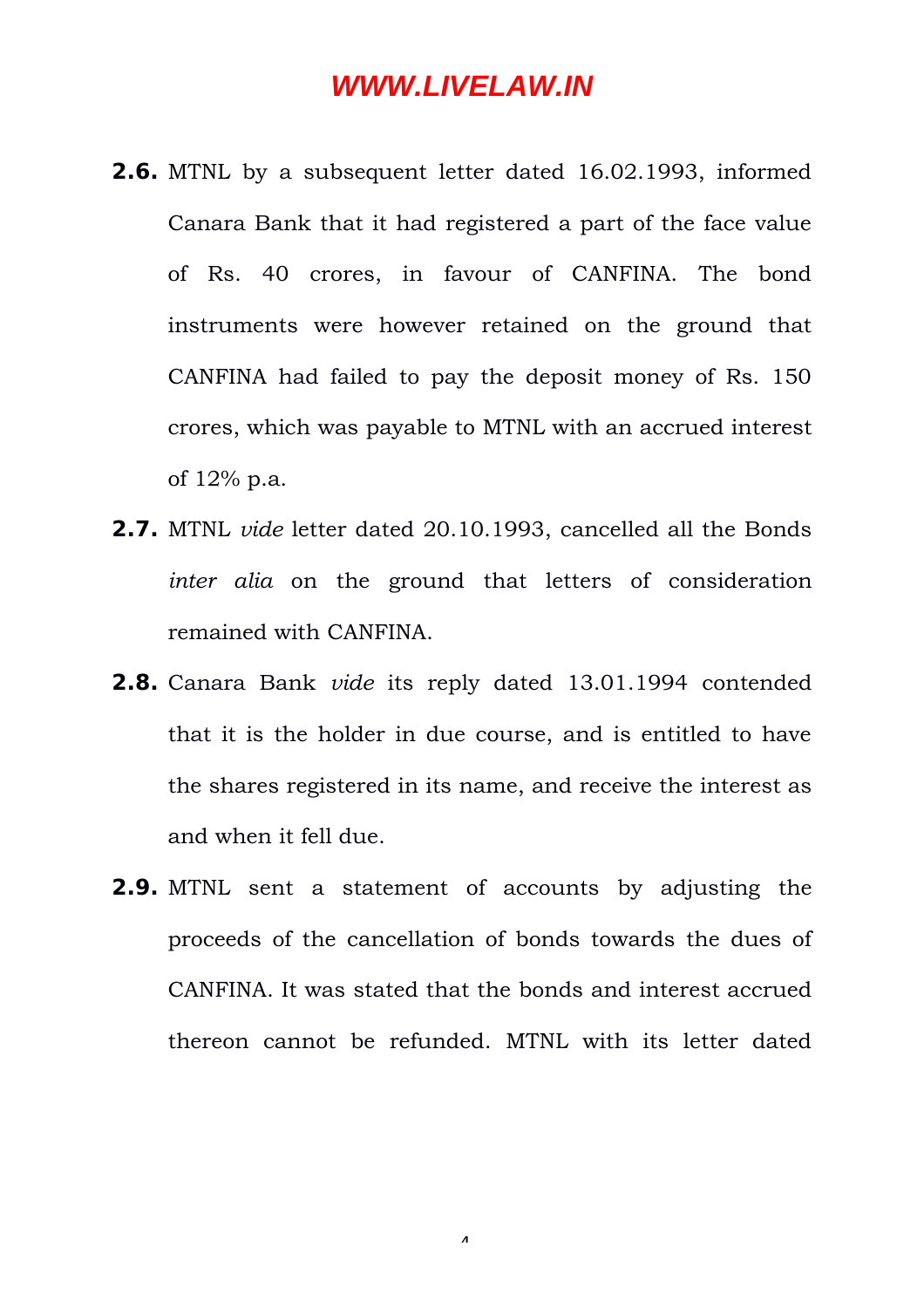**2.6.** MTNL by a subsequent letter dated 16.02.1993, informed Canara Bank that it had registered a part of the face value of Rs. 40 crores, in favour of CANFINA. The bond instruments were however retained on the ground that CANFINA had failed to pay the deposit money of Rs. 150 crores, which was payable to MTNL with an accrued interest of 12% p.a.

**2.7.** MTNL *vide* letter dated 20.10.1993, cancelled all the Bonds *inter alia* on the ground that letters of consideration remained with CANFINA.

**2.8.** Canara Bank *vide* its reply dated 13.01.1994 contended that it is the holder in due course, and is entitled to have the shares registered in its name, and receive the interest as and when it fell due.

**2.9.** MTNL sent a statement of accounts by adjusting the proceeds of the cancellation of bonds towards the dues of CANFINA. It was stated that the bonds and interest accrued thereon cannot be refunded. MTNL with its letter dated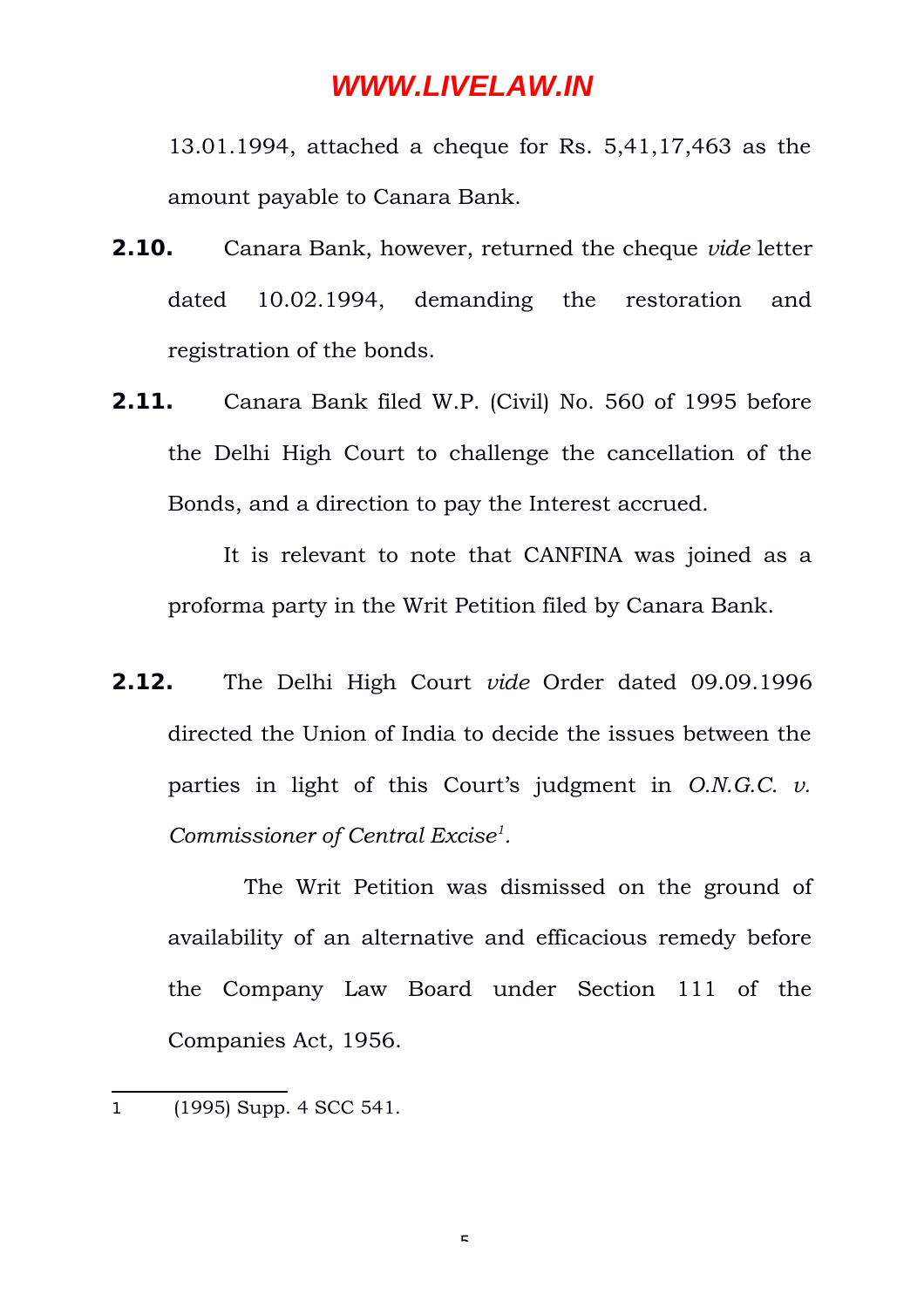13.01.1994, attached a cheque for Rs. 5,41,17,463 as the amount payable to Canara Bank.

**2.10.** Canara Bank, however, returned the cheque *vide* letter dated 10.02.1994, demanding the restoration and registration of the bonds.

**2.11.** Canara Bank filed W.P. (Civil) No. 560 of 1995 before the Delhi High Court to challenge the cancellation of the Bonds, and a direction to pay the Interest accrued.

It is relevant to note that CANFINA was joined as a proforma party in the Writ Petition filed by Canara Bank.

**2.12.** The Delhi High Court *vide* Order dated 09.09.1996 directed the Union of India to decide the issues between the parties in light of this Court's judgment in *O.N.G.C. v. Commissioner of Central Excise*[1].

The Writ Petition was dismissed on the ground of availability of an alternative and efficacious remedy before the Company Law Board under Section 111 of the Companies Act, 1956.

---

1 (1995) Supp. 4 SCC 541.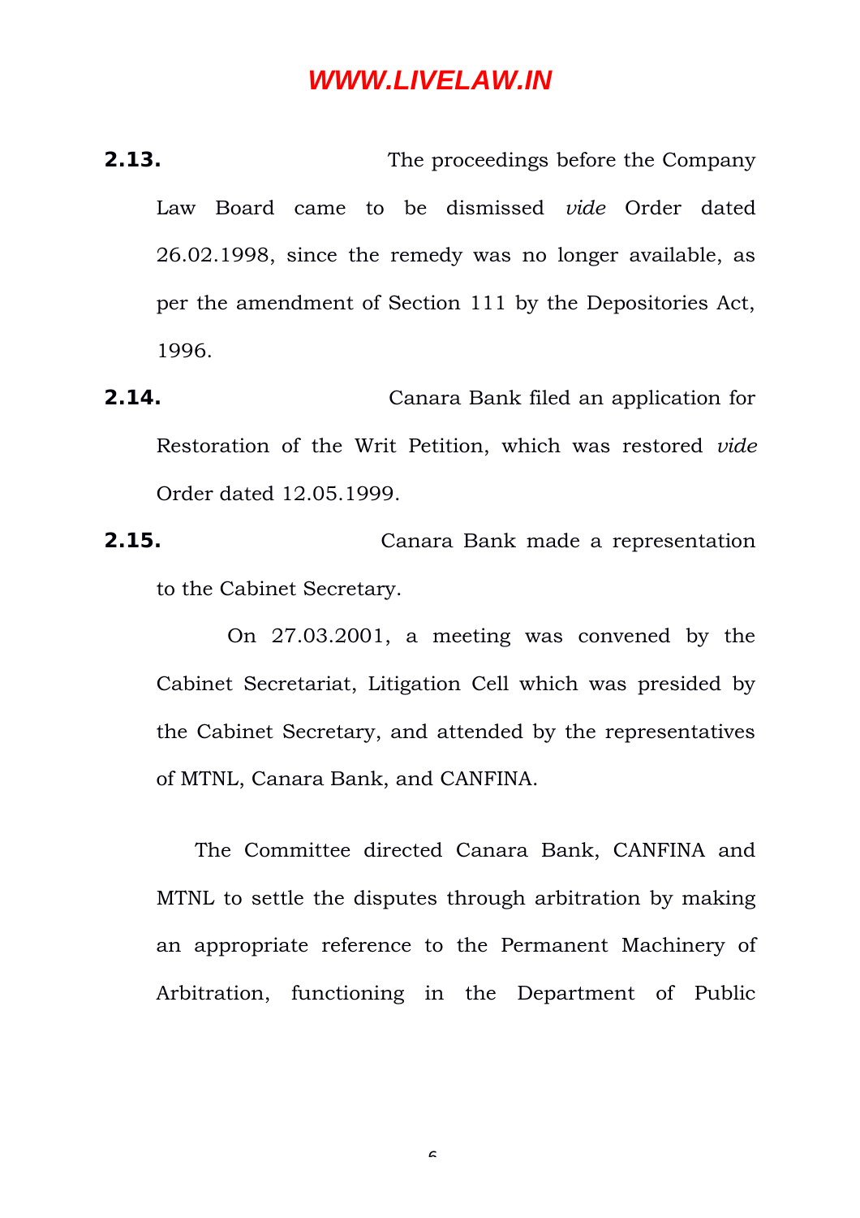**2.13.** The proceedings before the Company Law Board came to be dismissed *vide* Order dated 26.02.1998, since the remedy was no longer available, as per the amendment of Section 111 by the Depositories Act, 1996.

**2.14.** Canara Bank filed an application for Restoration of the Writ Petition, which was restored *vide* Order dated 12.05.1999.

**2.15.** Canara Bank made a representation to the Cabinet Secretary.

On 27.03.2001, a meeting was convened by the Cabinet Secretariat, Litigation Cell which was presided by the Cabinet Secretary, and attended by the representatives of MTNL, Canara Bank, and CANFINA.

The Committee directed Canara Bank, CANFINA and MTNL to settle the disputes through arbitration by making an appropriate reference to the Permanent Machinery of Arbitration, functioning in the Department of Public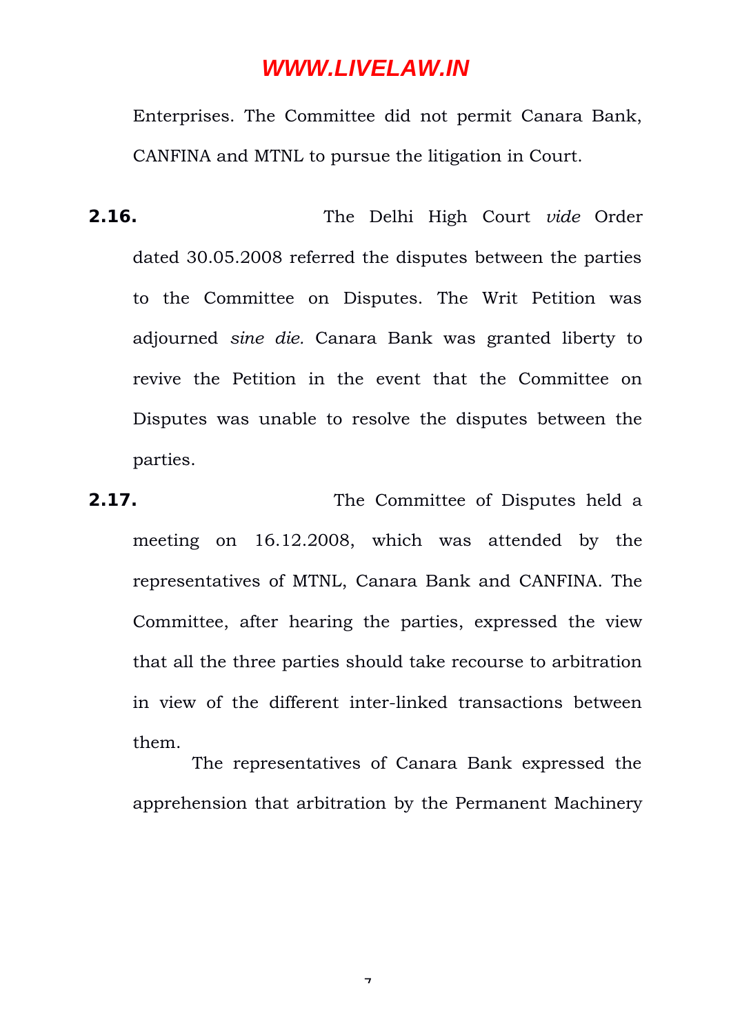Enterprises. The Committee did not permit Canara Bank, CANFINA and MTNL to pursue the litigation in Court.

**2.16.** The Delhi High Court *vide* Order dated 30.05.2008 referred the disputes between the parties to the Committee on Disputes. The Writ Petition was adjourned *sine die.* Canara Bank was granted liberty to revive the Petition in the event that the Committee on Disputes was unable to resolve the disputes between the parties.

**2.17.** The Committee of Disputes held a meeting on 16.12.2008, which was attended by the representatives of MTNL, Canara Bank and CANFINA. The Committee, after hearing the parties, expressed the view that all the three parties should take recourse to arbitration in view of the different inter-linked transactions between them.

The representatives of Canara Bank expressed the apprehension that arbitration by the Permanent Machinery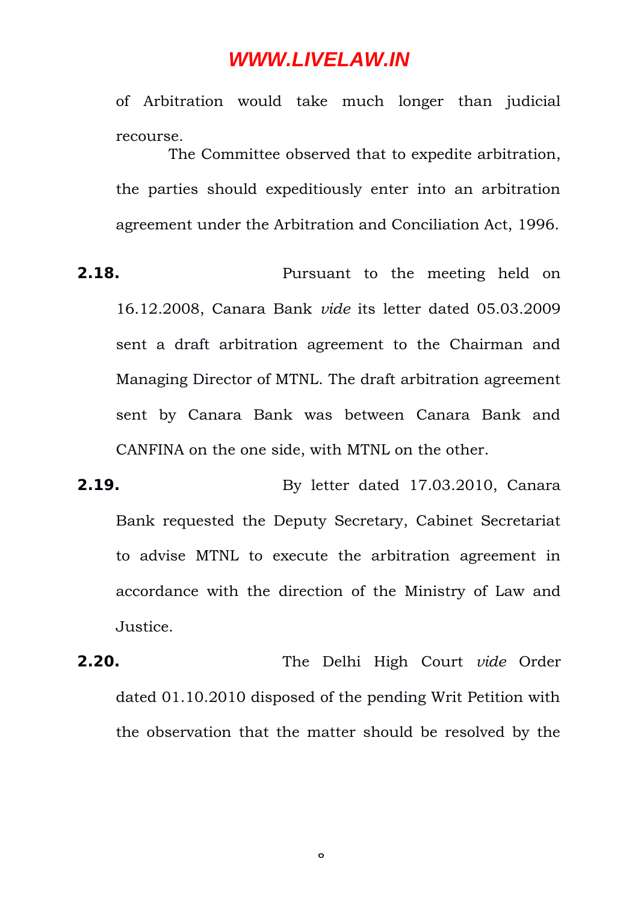of Arbitration would take much longer than judicial recourse.

The Committee observed that to expedite arbitration, the parties should expeditiously enter into an arbitration agreement under the Arbitration and Conciliation Act, 1996.

**2.18.** Pursuant to the meeting held on 16.12.2008, Canara Bank *vide* its letter dated 05.03.2009 sent a draft arbitration agreement to the Chairman and Managing Director of MTNL. The draft arbitration agreement sent by Canara Bank was between Canara Bank and CANFINA on the one side, with MTNL on the other.

**2.19.** By letter dated 17.03.2010, Canara Bank requested the Deputy Secretary, Cabinet Secretariat to advise MTNL to execute the arbitration agreement in accordance with the direction of the Ministry of Law and Justice.

**2.20.** The Delhi High Court *vide* Order dated 01.10.2010 disposed of the pending Writ Petition with the observation that the matter should be resolved by the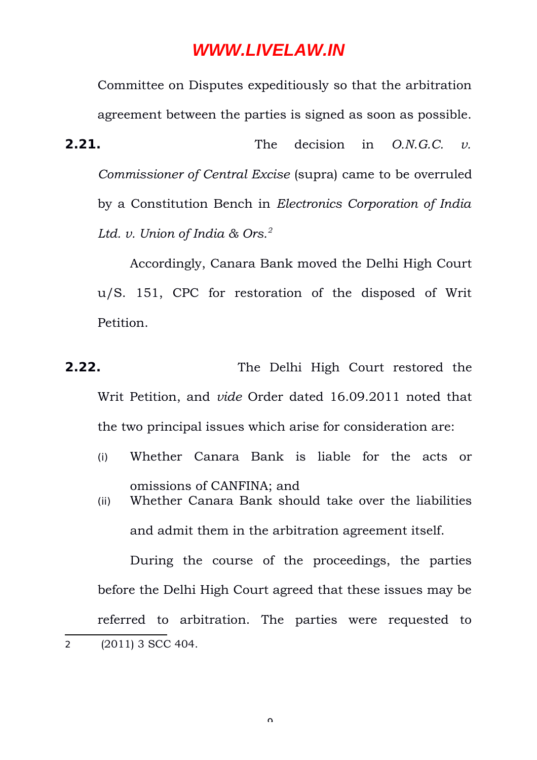Committee on Disputes expeditiously so that the arbitration agreement between the parties is signed as soon as possible.

**2.21.** The decision in *O.N.G.C. v. Commissioner of Central Excise* (supra) came to be overruled by a Constitution Bench in *Electronics Corporation of India Ltd. v. Union of India & Ors.*[2]

Accordingly, Canara Bank moved the Delhi High Court u/S. 151, CPC for restoration of the disposed of Writ Petition.

**2.22.** The Delhi High Court restored the Writ Petition, and *vide* Order dated 16.09.2011 noted that the two principal issues which arise for consideration are:

(i) Whether Canara Bank is liable for the acts or omissions of CANFINA; and

(ii) Whether Canara Bank should take over the liabilities and admit them in the arbitration agreement itself.

During the course of the proceedings, the parties before the Delhi High Court agreed that these issues may be referred to arbitration. The parties were requested to

---

2 (2011) 3 SCC 404.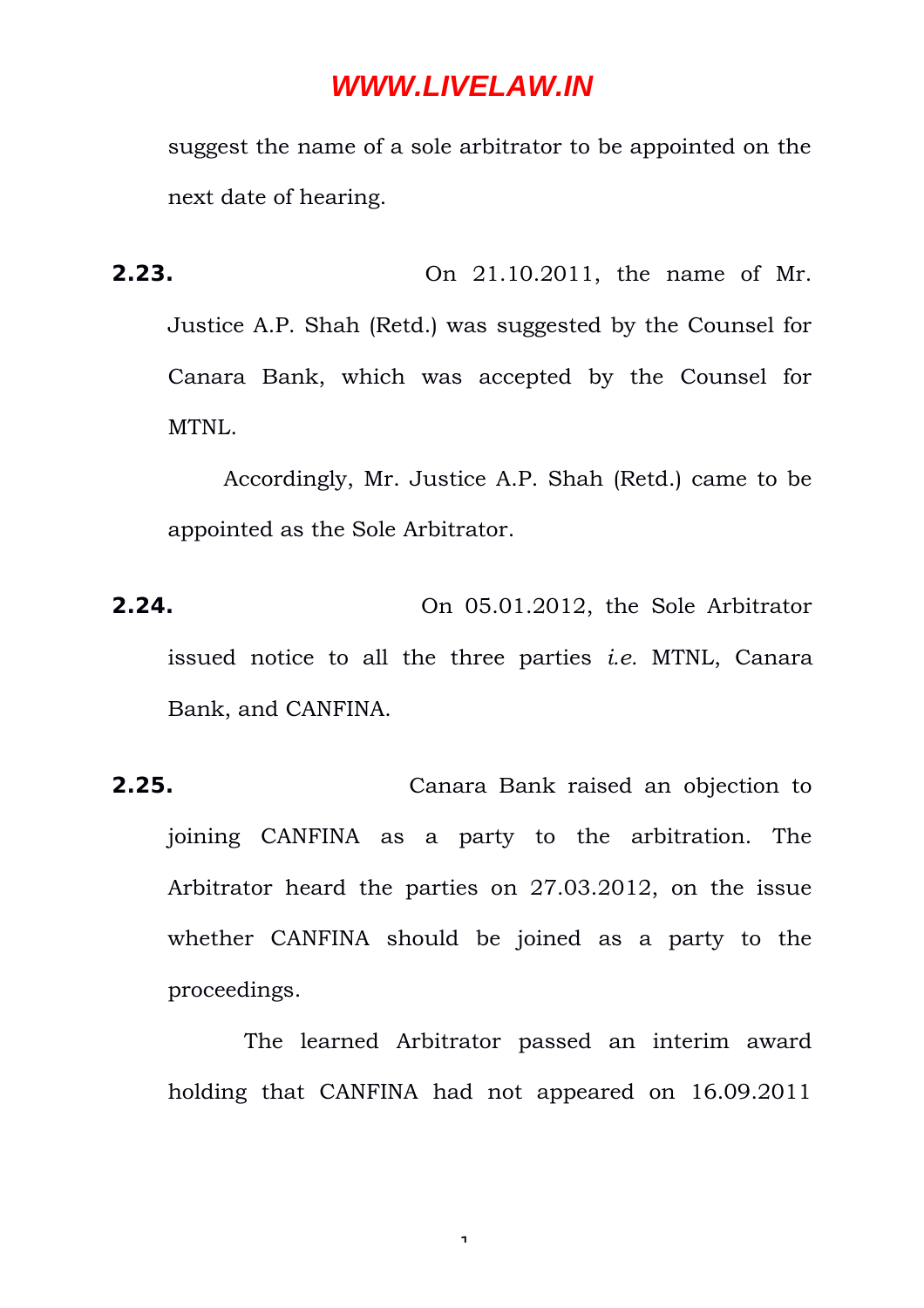suggest the name of a sole arbitrator to be appointed on the next date of hearing.

**2.23.** On 21.10.2011, the name of Mr. Justice A.P. Shah (Retd.) was suggested by the Counsel for Canara Bank, which was accepted by the Counsel for MTNL.

Accordingly, Mr. Justice A.P. Shah (Retd.) came to be appointed as the Sole Arbitrator.

**2.24.** On 05.01.2012, the Sole Arbitrator issued notice to all the three parties *i.e.* MTNL, Canara Bank, and CANFINA.

**2.25.** Canara Bank raised an objection to joining CANFINA as a party to the arbitration. The Arbitrator heard the parties on 27.03.2012, on the issue whether CANFINA should be joined as a party to the proceedings.

The learned Arbitrator passed an interim award holding that CANFINA had not appeared on 16.09.2011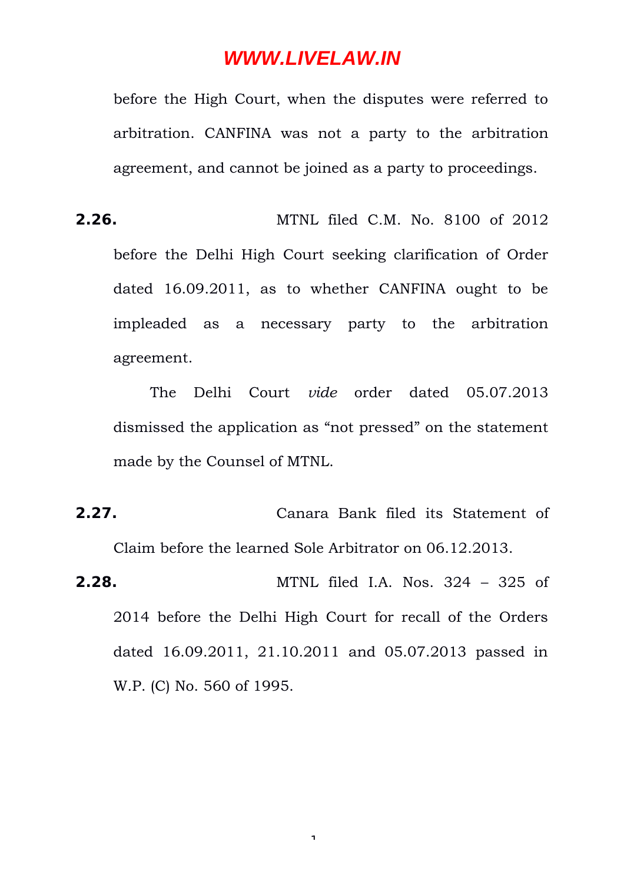before the High Court, when the disputes were referred to arbitration. CANFINA was not a party to the arbitration agreement, and cannot be joined as a party to proceedings.

**2.26.** MTNL filed C.M. No. 8100 of 2012 before the Delhi High Court seeking clarification of Order dated 16.09.2011, as to whether CANFINA ought to be impleaded as a necessary party to the arbitration agreement.

The Delhi Court *vide* order dated 05.07.2013 dismissed the application as "not pressed" on the statement made by the Counsel of MTNL.

**2.27.** Canara Bank filed its Statement of Claim before the learned Sole Arbitrator on 06.12.2013.

**2.28.** MTNL filed I.A. Nos. 324 – 325 of 2014 before the Delhi High Court for recall of the Orders dated 16.09.2011, 21.10.2011 and 05.07.2013 passed in W.P. (C) No. 560 of 1995.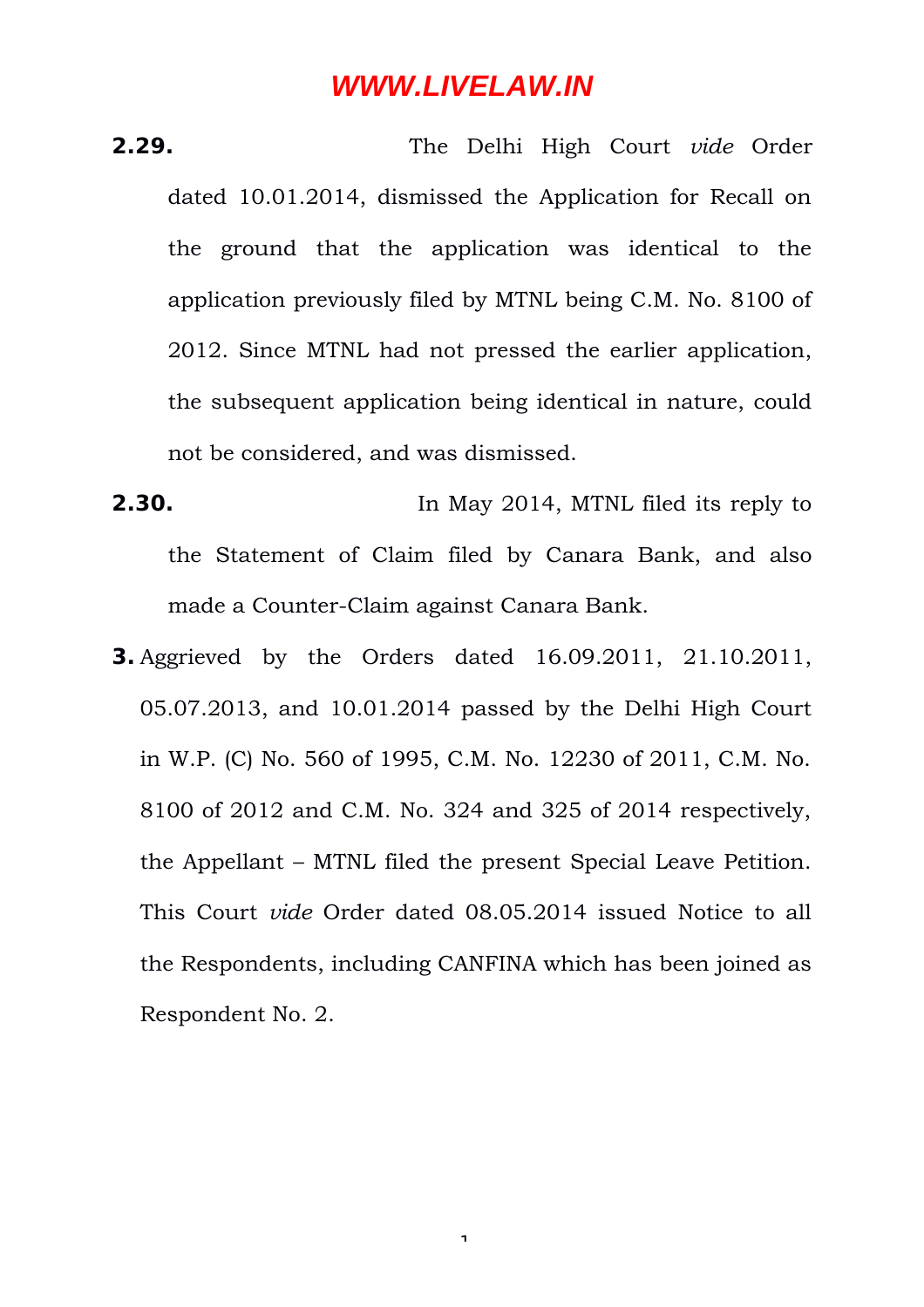**2.29.** The Delhi High Court *vide* Order dated 10.01.2014, dismissed the Application for Recall on the ground that the application was identical to the application previously filed by MTNL being C.M. No. 8100 of 2012. Since MTNL had not pressed the earlier application, the subsequent application being identical in nature, could not be considered, and was dismissed.

**2.30.** In May 2014, MTNL filed its reply to the Statement of Claim filed by Canara Bank, and also made a Counter-Claim against Canara Bank.

**3.** Aggrieved by the Orders dated 16.09.2011, 21.10.2011, 05.07.2013, and 10.01.2014 passed by the Delhi High Court in W.P. (C) No. 560 of 1995, C.M. No. 12230 of 2011, C.M. No. 8100 of 2012 and C.M. No. 324 and 325 of 2014 respectively, the Appellant – MTNL filed the present Special Leave Petition. This Court *vide* Order dated 08.05.2014 issued Notice to all the Respondents, including CANFINA which has been joined as Respondent No. 2.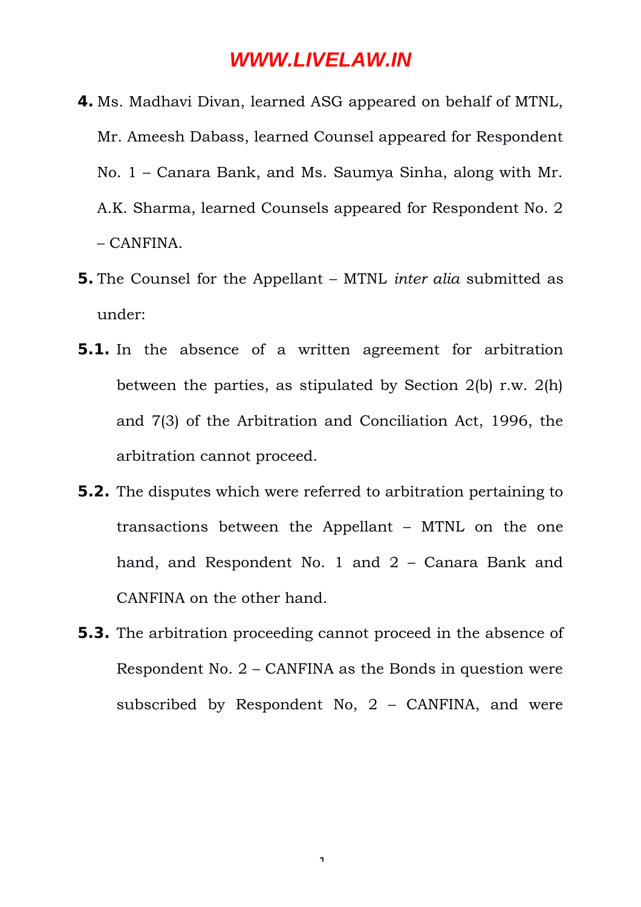**4.** Ms. Madhavi Divan, learned ASG appeared on behalf of MTNL, Mr. Ameesh Dabass, learned Counsel appeared for Respondent No. 1 – Canara Bank, and Ms. Saumya Sinha, along with Mr. A.K. Sharma, learned Counsels appeared for Respondent No. 2 – CANFINA.

**5.** The Counsel for the Appellant – MTNL *inter alia* submitted as under:

**5.1.** In the absence of a written agreement for arbitration between the parties, as stipulated by Section 2(b) r.w. 2(h) and 7(3) of the Arbitration and Conciliation Act, 1996, the arbitration cannot proceed.

**5.2.** The disputes which were referred to arbitration pertaining to transactions between the Appellant – MTNL on the one hand, and Respondent No. 1 and 2 – Canara Bank and CANFINA on the other hand.

**5.3.** The arbitration proceeding cannot proceed in the absence of Respondent No. 2 – CANFINA as the Bonds in question were subscribed by Respondent No, 2 – CANFINA, and were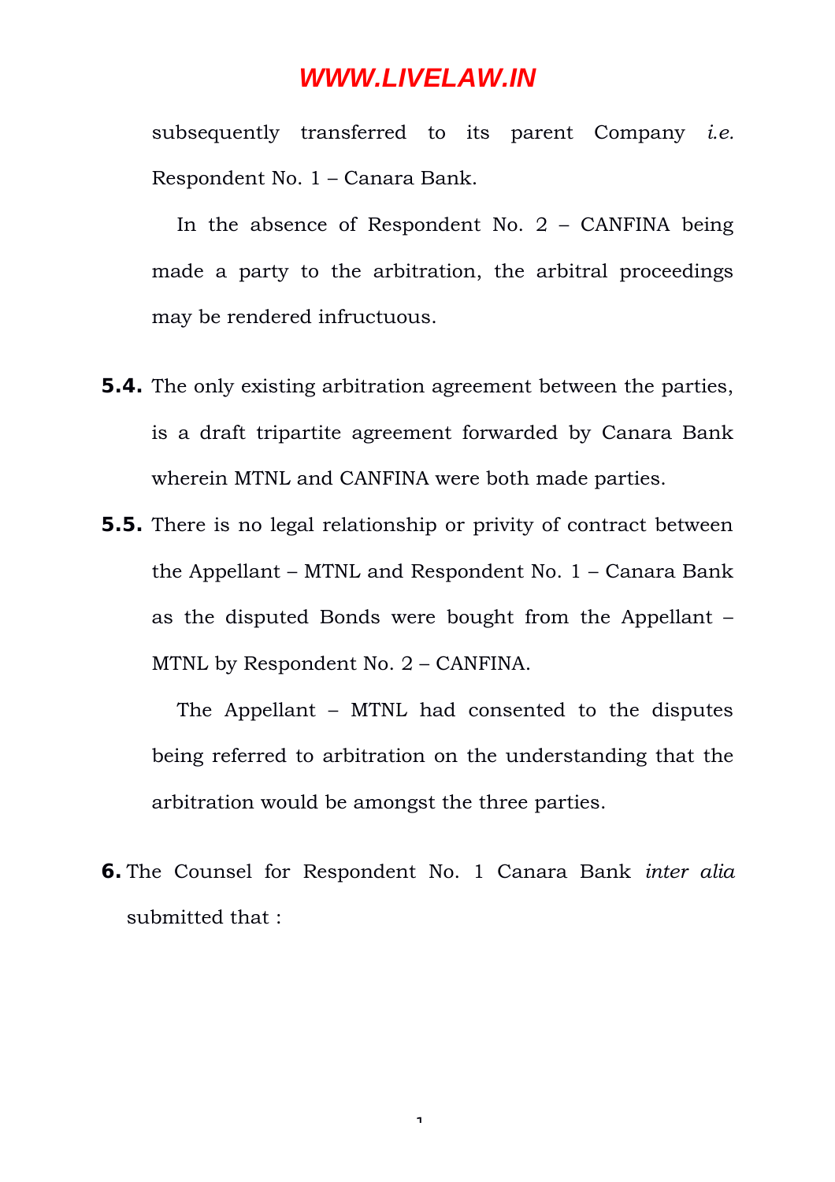subsequently transferred to its parent Company *i.e.* Respondent No. 1 – Canara Bank.

In the absence of Respondent No. 2 – CANFINA being made a party to the arbitration, the arbitral proceedings may be rendered infructuous.

**5.4.** The only existing arbitration agreement between the parties, is a draft tripartite agreement forwarded by Canara Bank wherein MTNL and CANFINA were both made parties.

**5.5.** There is no legal relationship or privity of contract between the Appellant – MTNL and Respondent No. 1 – Canara Bank as the disputed Bonds were bought from the Appellant – MTNL by Respondent No. 2 – CANFINA.

The Appellant – MTNL had consented to the disputes being referred to arbitration on the understanding that the arbitration would be amongst the three parties.

**6.** The Counsel for Respondent No. 1 Canara Bank *inter alia* submitted that :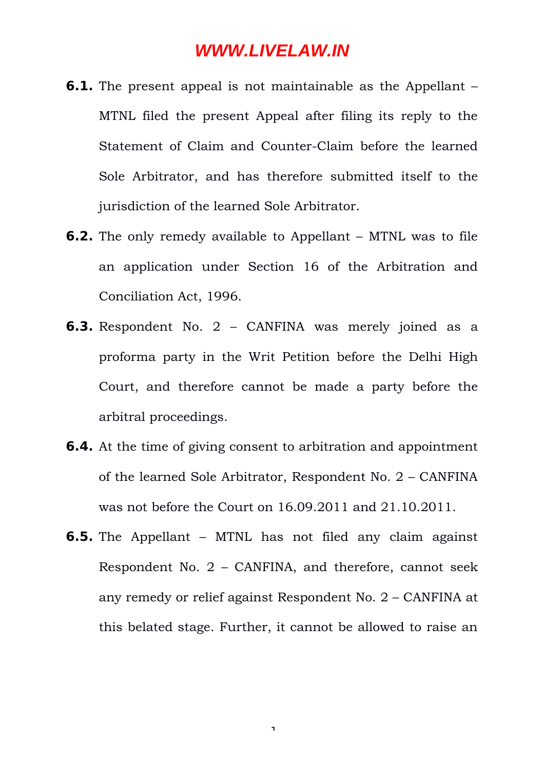**6.1.** The present appeal is not maintainable as the Appellant – MTNL filed the present Appeal after filing its reply to the Statement of Claim and Counter-Claim before the learned Sole Arbitrator, and has therefore submitted itself to the jurisdiction of the learned Sole Arbitrator.

**6.2.** The only remedy available to Appellant – MTNL was to file an application under Section 16 of the Arbitration and Conciliation Act, 1996.

**6.3.** Respondent No. 2 – CANFINA was merely joined as a proforma party in the Writ Petition before the Delhi High Court, and therefore cannot be made a party before the arbitral proceedings.

**6.4.** At the time of giving consent to arbitration and appointment of the learned Sole Arbitrator, Respondent No. 2 – CANFINA was not before the Court on 16.09.2011 and 21.10.2011.

**6.5.** The Appellant – MTNL has not filed any claim against Respondent No. 2 – CANFINA, and therefore, cannot seek any remedy or relief against Respondent No. 2 – CANFINA at this belated stage. Further, it cannot be allowed to raise an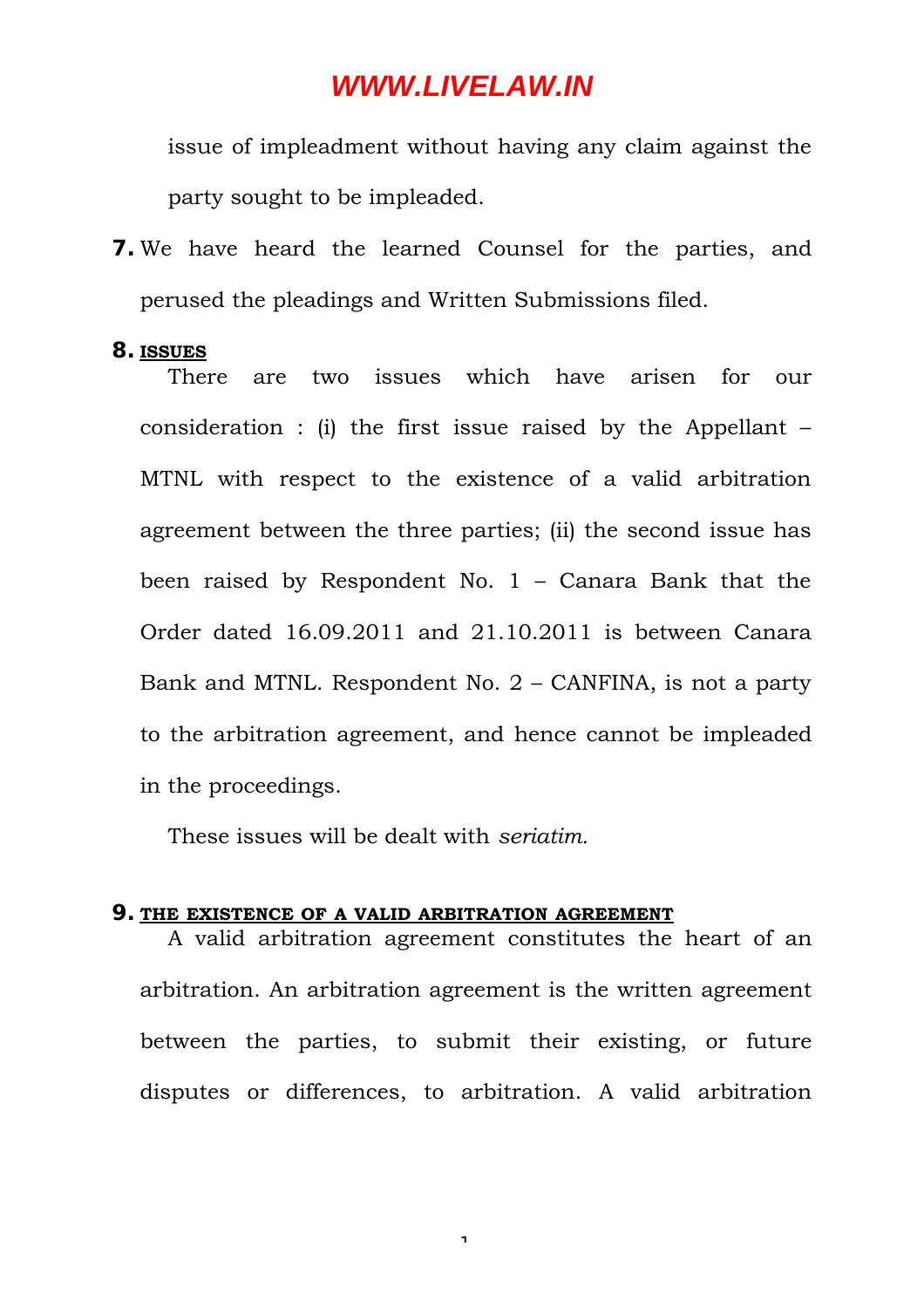issue of impleadment without having any claim against the party sought to be impleaded.

**7.** We have heard the learned Counsel for the parties, and perused the pleadings and Written Submissions filed.

**8. ISSUES**

There are two issues which have arisen for our consideration : (i) the first issue raised by the Appellant – MTNL with respect to the existence of a valid arbitration agreement between the three parties; (ii) the second issue has been raised by Respondent No. 1 – Canara Bank that the Order dated 16.09.2011 and 21.10.2011 is between Canara Bank and MTNL. Respondent No. 2 – CANFINA, is not a party to the arbitration agreement, and hence cannot be impleaded in the proceedings.

These issues will be dealt with *seriatim.*

**9. THE EXISTENCE OF A VALID ARBITRATION AGREEMENT**

A valid arbitration agreement constitutes the heart of an arbitration. An arbitration agreement is the written agreement between the parties, to submit their existing, or future disputes or differences, to arbitration. A valid arbitration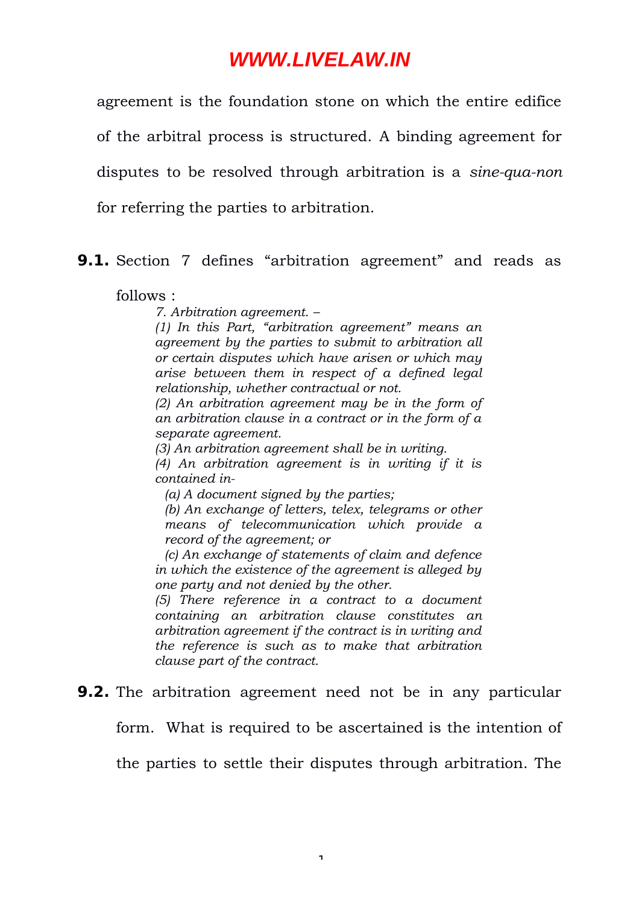agreement is the foundation stone on which the entire edifice of the arbitral process is structured. A binding agreement for disputes to be resolved through arbitration is a *sine-qua-non* for referring the parties to arbitration.

**9.1.** Section 7 defines "arbitration agreement" and reads as follows :

> *7. Arbitration agreement. –*
>
> *(1) In this Part, "arbitration agreement" means an agreement by the parties to submit to arbitration all or certain disputes which have arisen or which may arise between them in respect of a defined legal relationship, whether contractual or not.*
>
> *(2) An arbitration agreement may be in the form of an arbitration clause in a contract or in the form of a separate agreement.*
>
> *(3) An arbitration agreement shall be in writing.*
>
> *(4) An arbitration agreement is in writing if it is contained in-*
>
> *(a) A document signed by the parties;*
>
> *(b) An exchange of letters, telex, telegrams or other means of telecommunication which provide a record of the agreement; or*
>
> *(c) An exchange of statements of claim and defence in which the existence of the agreement is alleged by one party and not denied by the other.*
>
> *(5) There reference in a contract to a document containing an arbitration clause constitutes an arbitration agreement if the contract is in writing and the reference is such as to make that arbitration clause part of the contract.*

**9.2.** The arbitration agreement need not be in any particular form. What is required to be ascertained is the intention of the parties to settle their disputes through arbitration. The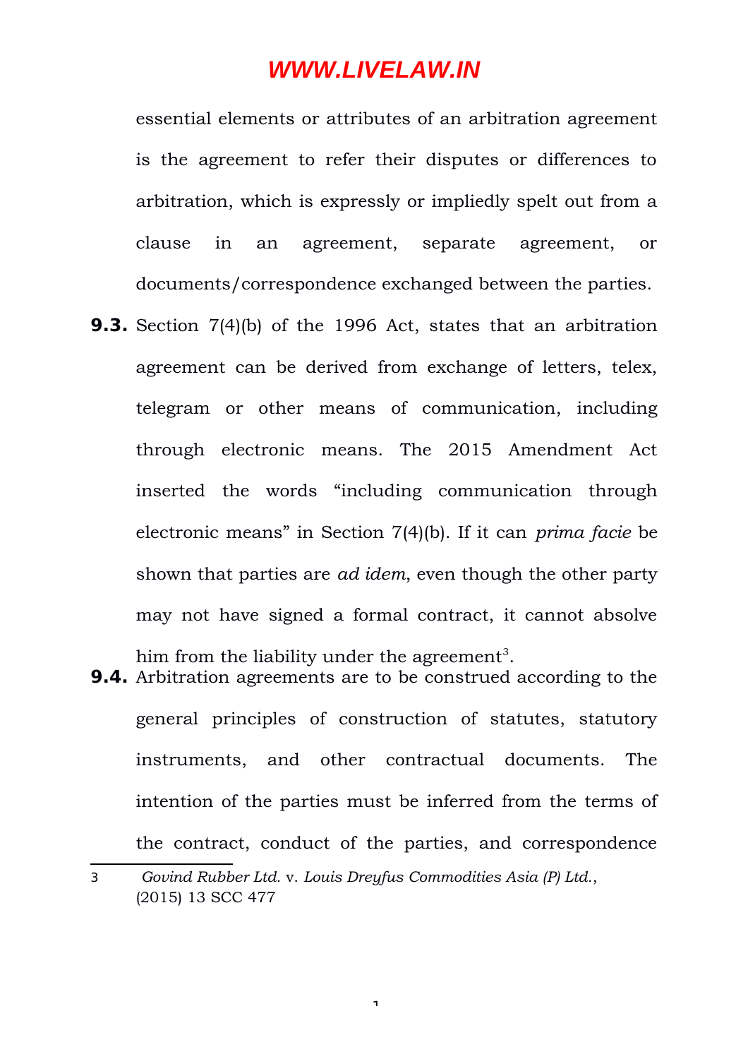essential elements or attributes of an arbitration agreement is the agreement to refer their disputes or differences to arbitration, which is expressly or impliedly spelt out from a clause in an agreement, separate agreement, or documents/correspondence exchanged between the parties.

**9.3.** Section 7(4)(b) of the 1996 Act, states that an arbitration agreement can be derived from exchange of letters, telex, telegram or other means of communication, including through electronic means. The 2015 Amendment Act inserted the words "including communication through electronic means" in Section 7(4)(b). If it can *prima facie* be shown that parties are *ad idem*, even though the other party may not have signed a formal contract, it cannot absolve him from the liability under the agreement[3].

**9.4.** Arbitration agreements are to be construed according to the general principles of construction of statutes, statutory instruments, and other contractual documents. The intention of the parties must be inferred from the terms of the contract, conduct of the parties, and correspondence

---

3 *Govind Rubber Ltd.* v. *Louis Dreyfus Commodities Asia (P) Ltd.*, (2015) 13 SCC 477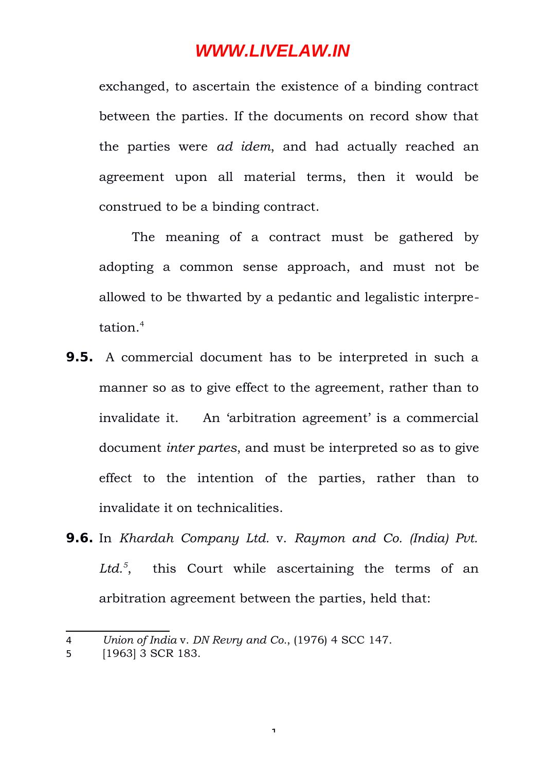exchanged, to ascertain the existence of a binding contract between the parties. If the documents on record show that the parties were *ad idem*, and had actually reached an agreement upon all material terms, then it would be construed to be a binding contract.

The meaning of a contract must be gathered by adopting a common sense approach, and must not be allowed to be thwarted by a pedantic and legalistic interpretation.[4]

**9.5.** A commercial document has to be interpreted in such a manner so as to give effect to the agreement, rather than to invalidate it. An 'arbitration agreement' is a commercial document *inter partes*, and must be interpreted so as to give effect to the intention of the parties, rather than to invalidate it on technicalities.

**9.6.** In *Khardah Company Ltd.* v. *Raymon and Co. (India) Pvt. Ltd.*[5], this Court while ascertaining the terms of an arbitration agreement between the parties, held that:

---

4 *Union of India* v. *DN Revry and Co.*, (1976) 4 SCC 147.

5 [1963] 3 SCR 183.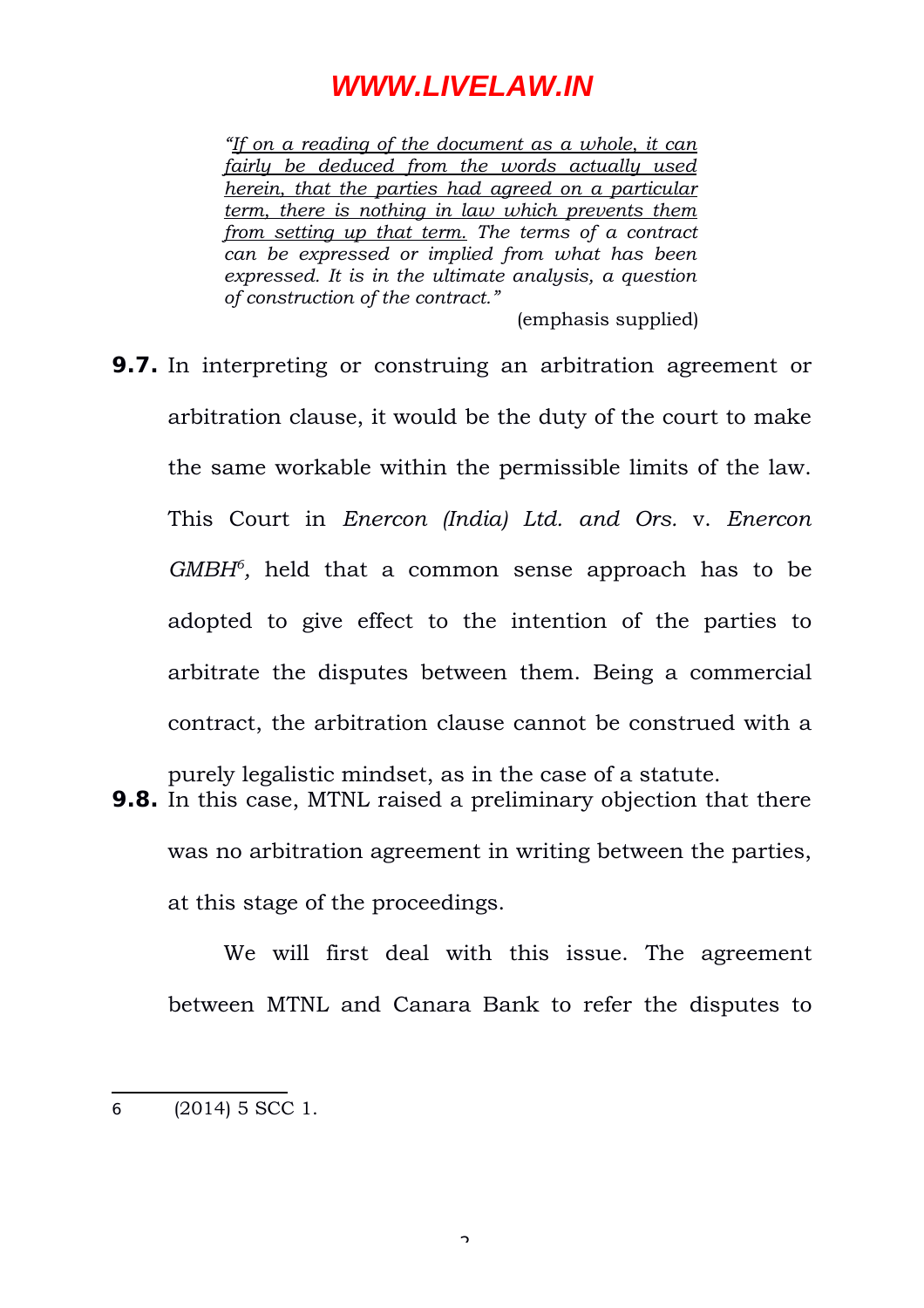> *"If on a reading of the document as a whole, it can fairly be deduced from the words actually used herein, that the parties had agreed on a particular term, there is nothing in law which prevents them from setting up that term. The terms of a contract can be expressed or implied from what has been expressed. It is in the ultimate analysis, a question of construction of the contract."*
>
> (emphasis supplied)

**9.7.** In interpreting or construing an arbitration agreement or arbitration clause, it would be the duty of the court to make the same workable within the permissible limits of the law. This Court in *Enercon (India) Ltd. and Ors.* v. *Enercon GMBH*[6], held that a common sense approach has to be adopted to give effect to the intention of the parties to arbitrate the disputes between them. Being a commercial contract, the arbitration clause cannot be construed with a purely legalistic mindset, as in the case of a statute.

**9.8.** In this case, MTNL raised a preliminary objection that there was no arbitration agreement in writing between the parties, at this stage of the proceedings.

We will first deal with this issue. The agreement between MTNL and Canara Bank to refer the disputes to

---

6 (2014) 5 SCC 1.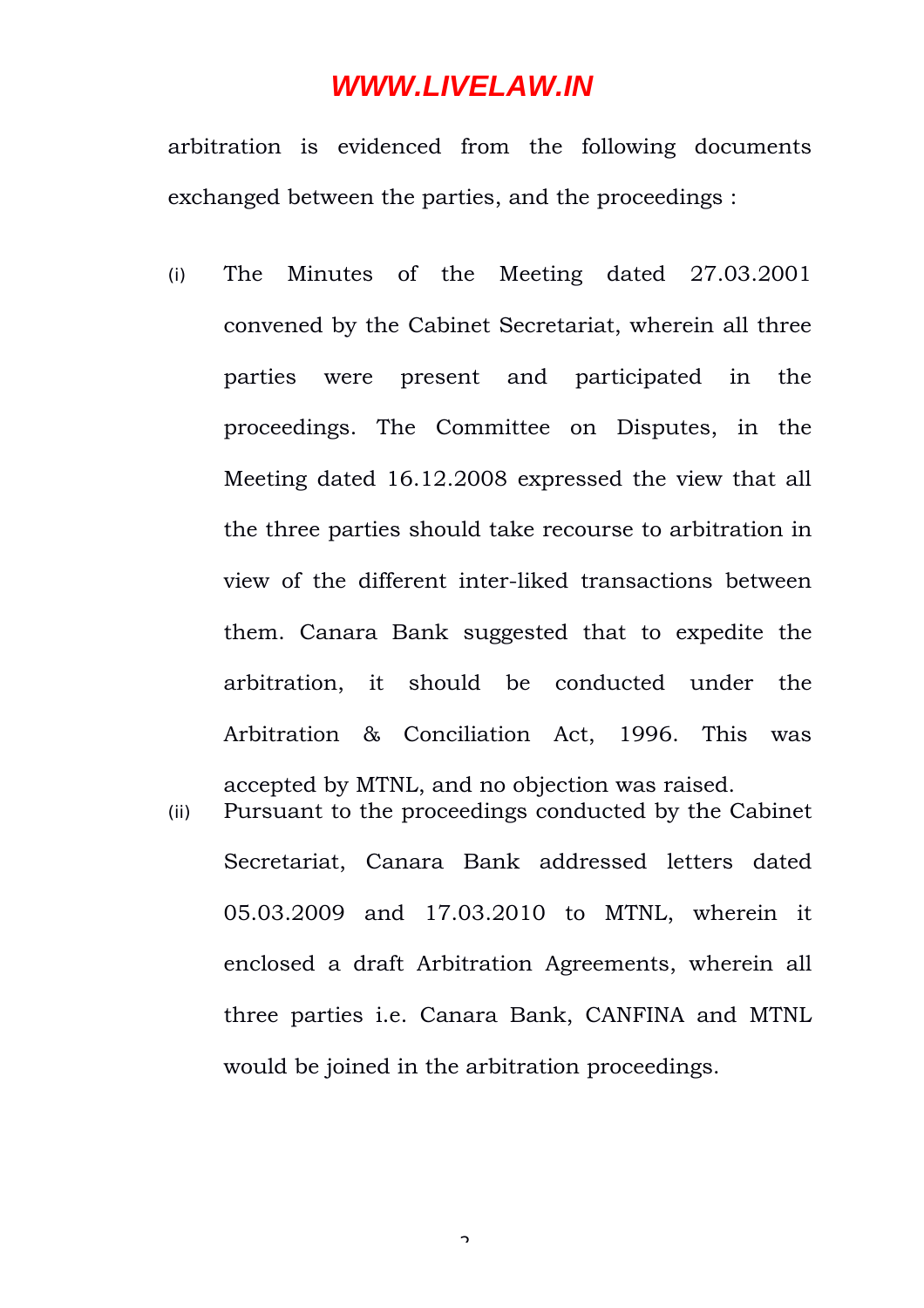arbitration is evidenced from the following documents exchanged between the parties, and the proceedings :

(i) The Minutes of the Meeting dated 27.03.2001 convened by the Cabinet Secretariat, wherein all three parties were present and participated in the proceedings. The Committee on Disputes, in the Meeting dated 16.12.2008 expressed the view that all the three parties should take recourse to arbitration in view of the different inter-liked transactions between them. Canara Bank suggested that to expedite the arbitration, it should be conducted under the Arbitration & Conciliation Act, 1996. This was accepted by MTNL, and no objection was raised.

(ii) Pursuant to the proceedings conducted by the Cabinet Secretariat, Canara Bank addressed letters dated 05.03.2009 and 17.03.2010 to MTNL, wherein it enclosed a draft Arbitration Agreements, wherein all three parties i.e. Canara Bank, CANFINA and MTNL would be joined in the arbitration proceedings.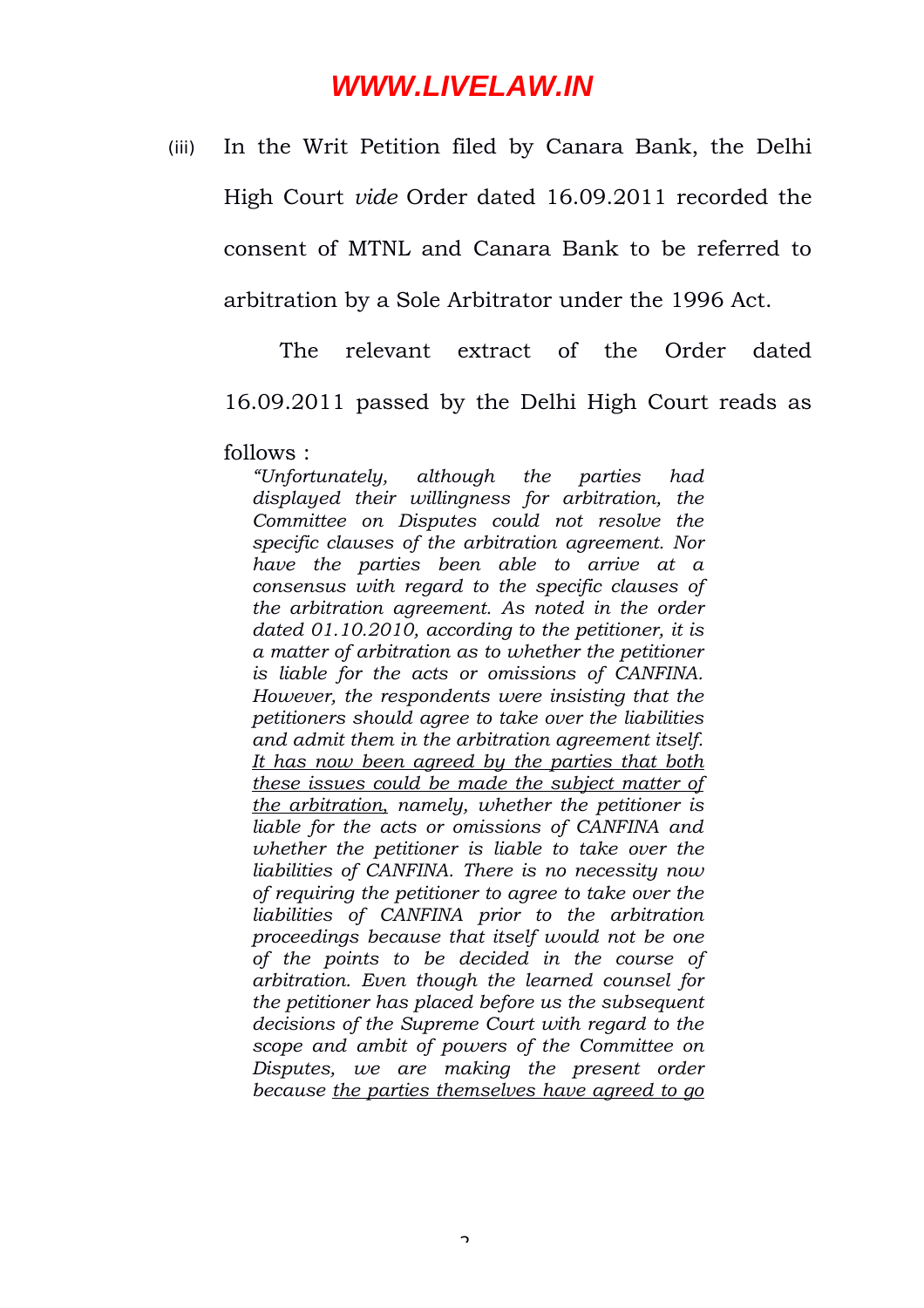(iii) In the Writ Petition filed by Canara Bank, the Delhi High Court *vide* Order dated 16.09.2011 recorded the consent of MTNL and Canara Bank to be referred to arbitration by a Sole Arbitrator under the 1996 Act.

The relevant extract of the Order dated 16.09.2011 passed by the Delhi High Court reads as follows :

> *"Unfortunately, although the parties had displayed their willingness for arbitration, the Committee on Disputes could not resolve the specific clauses of the arbitration agreement. Nor have the parties been able to arrive at a consensus with regard to the specific clauses of the arbitration agreement. As noted in the order dated 01.10.2010, according to the petitioner, it is a matter of arbitration as to whether the petitioner is liable for the acts or omissions of CANFINA. However, the respondents were insisting that the petitioners should agree to take over the liabilities and admit them in the arbitration agreement itself. <u>It has now been agreed by the parties that both these issues could be made the subject matter of the arbitration</u>, namely, whether the petitioner is liable for the acts or omissions of CANFINA and whether the petitioner is liable to take over the liabilities of CANFINA. There is no necessity now of requiring the petitioner to agree to take over the liabilities of CANFINA prior to the arbitration proceedings because that itself would not be one of the points to be decided in the course of arbitration. Even though the learned counsel for the petitioner has placed before us the subsequent decisions of the Supreme Court with regard to the scope and ambit of powers of the Committee on Disputes, we are making the present order because <u>the parties themselves have agreed to go</u>*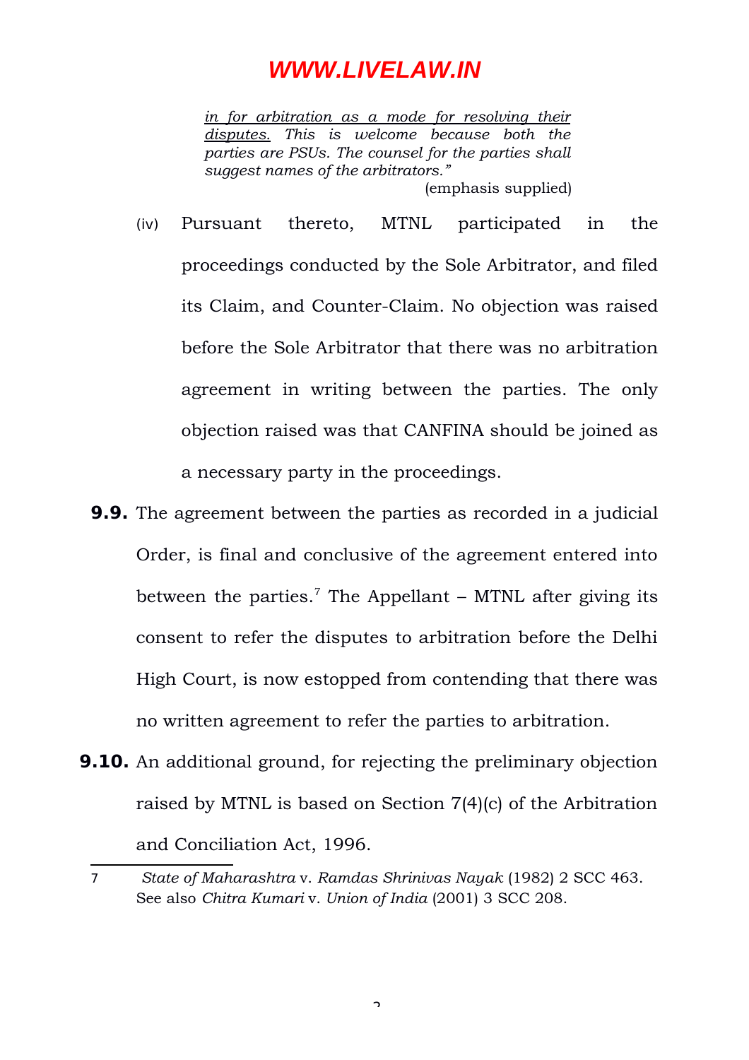*<u>in for arbitration as a mode for resolving their disputes.</u> This is welcome because both the parties are PSUs. The counsel for the parties shall suggest names of the arbitrators."*

(emphasis supplied)

(iv) Pursuant thereto, MTNL participated in the proceedings conducted by the Sole Arbitrator, and filed its Claim, and Counter-Claim. No objection was raised before the Sole Arbitrator that there was no arbitration agreement in writing between the parties. The only objection raised was that CANFINA should be joined as a necessary party in the proceedings.

**9.9.** The agreement between the parties as recorded in a judicial Order, is final and conclusive of the agreement entered into between the parties.[7] The Appellant – MTNL after giving its consent to refer the disputes to arbitration before the Delhi High Court, is now estopped from contending that there was no written agreement to refer the parties to arbitration.

**9.10.** An additional ground, for rejecting the preliminary objection raised by MTNL is based on Section 7(4)(c) of the Arbitration and Conciliation Act, 1996.

---

7 *State of Maharashtra* v. *Ramdas Shrinivas Nayak* (1982) 2 SCC 463. See also *Chitra Kumari* v. *Union of India* (2001) 3 SCC 208.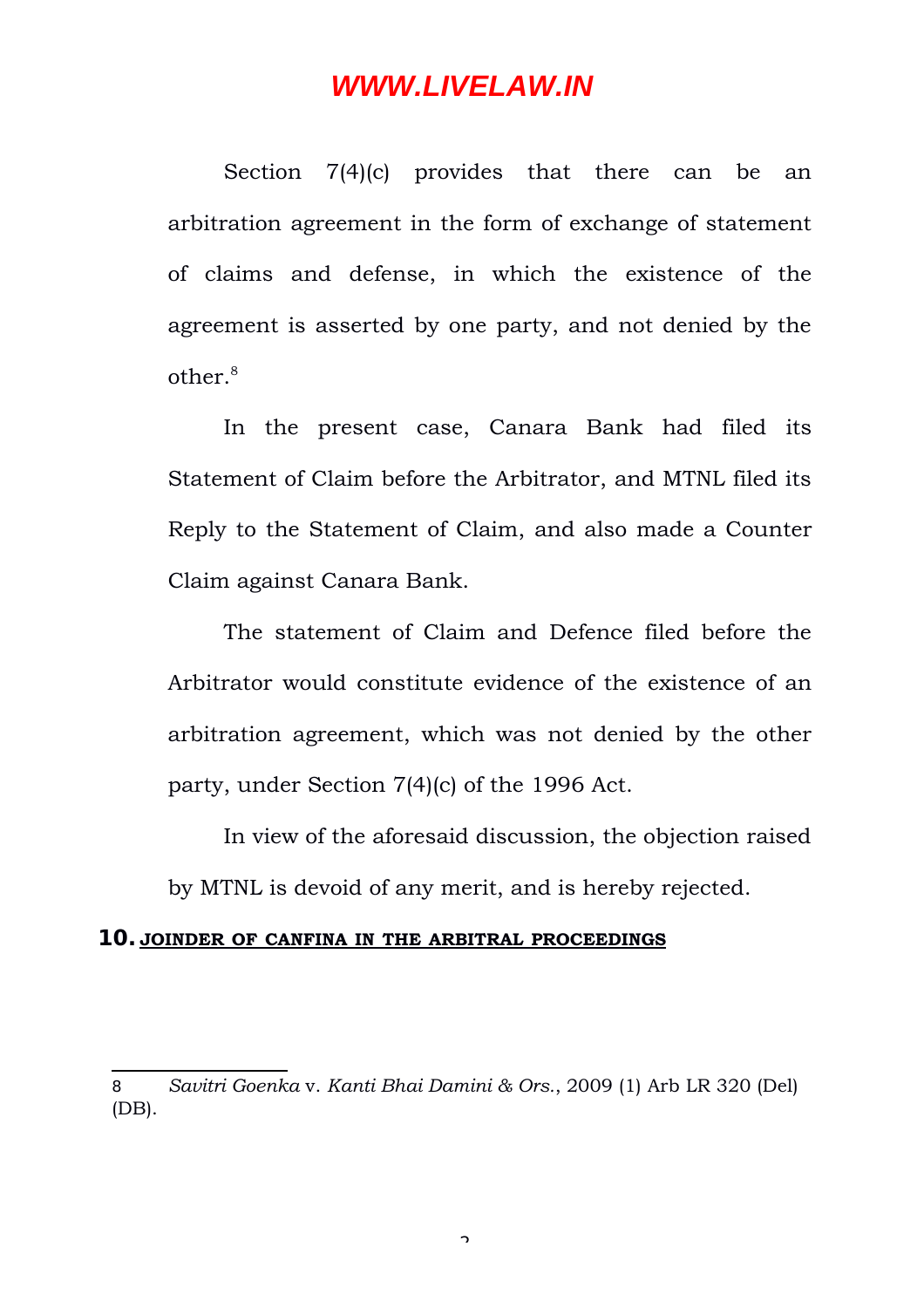Section 7(4)(c) provides that there can be an arbitration agreement in the form of exchange of statement of claims and defense, in which the existence of the agreement is asserted by one party, and not denied by the other.[8]

In the present case, Canara Bank had filed its Statement of Claim before the Arbitrator, and MTNL filed its Reply to the Statement of Claim, and also made a Counter Claim against Canara Bank.

The statement of Claim and Defence filed before the Arbitrator would constitute evidence of the existence of an arbitration agreement, which was not denied by the other party, under Section 7(4)(c) of the 1996 Act.

In view of the aforesaid discussion, the objection raised by MTNL is devoid of any merit, and is hereby rejected.

**10. <u>JOINDER OF CANFINA IN THE ARBITRAL PROCEEDINGS</u>**

---

8 *Savitri Goenka* v. *Kanti Bhai Damini & Ors.*, 2009 (1) Arb LR 320 (Del) (DB).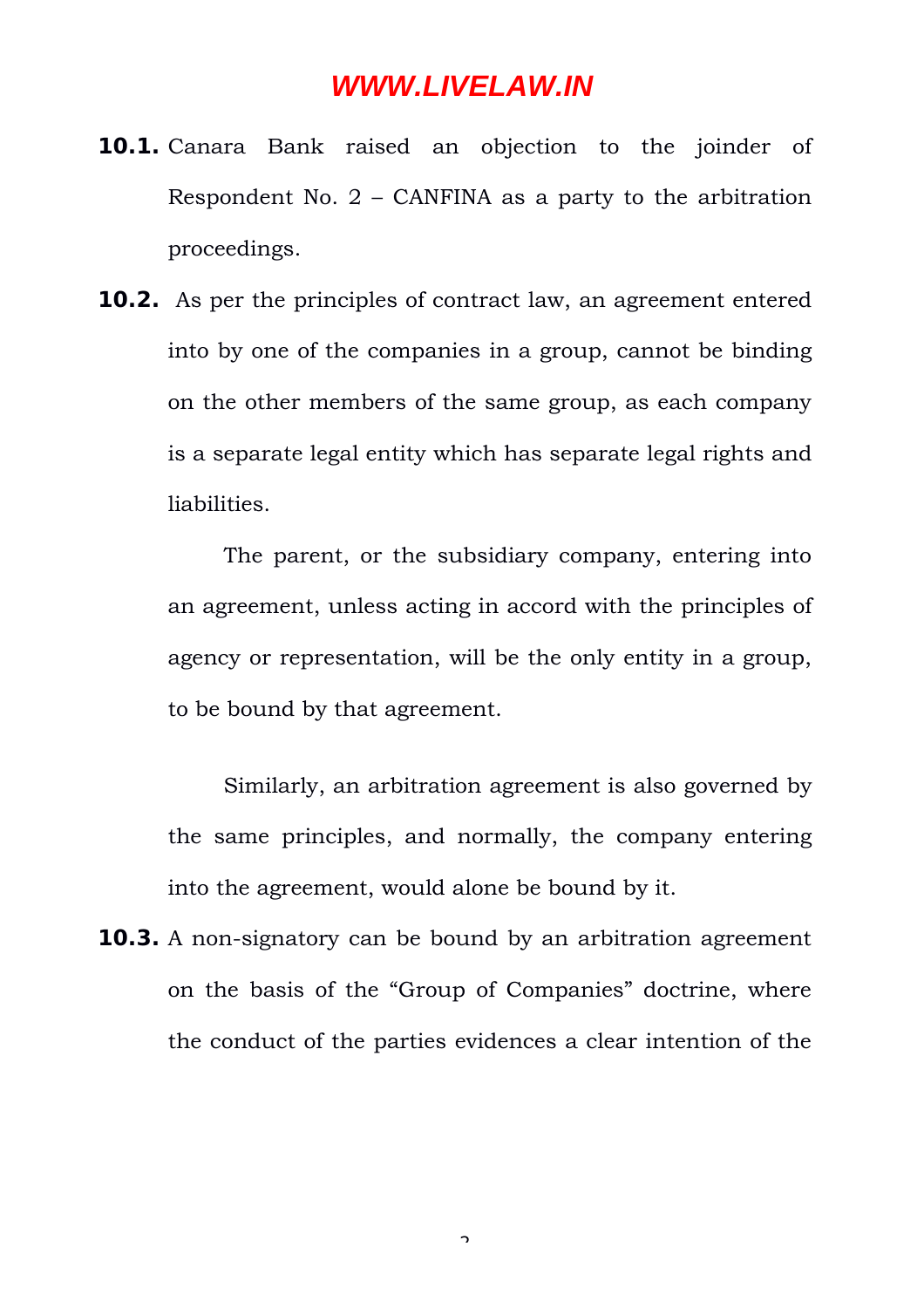**10.1.** Canara Bank raised an objection to the joinder of Respondent No. 2 – CANFINA as a party to the arbitration proceedings.

**10.2.** As per the principles of contract law, an agreement entered into by one of the companies in a group, cannot be binding on the other members of the same group, as each company is a separate legal entity which has separate legal rights and liabilities.

The parent, or the subsidiary company, entering into an agreement, unless acting in accord with the principles of agency or representation, will be the only entity in a group, to be bound by that agreement.

Similarly, an arbitration agreement is also governed by the same principles, and normally, the company entering into the agreement, would alone be bound by it.

**10.3.** A non-signatory can be bound by an arbitration agreement on the basis of the "Group of Companies" doctrine, where the conduct of the parties evidences a clear intention of the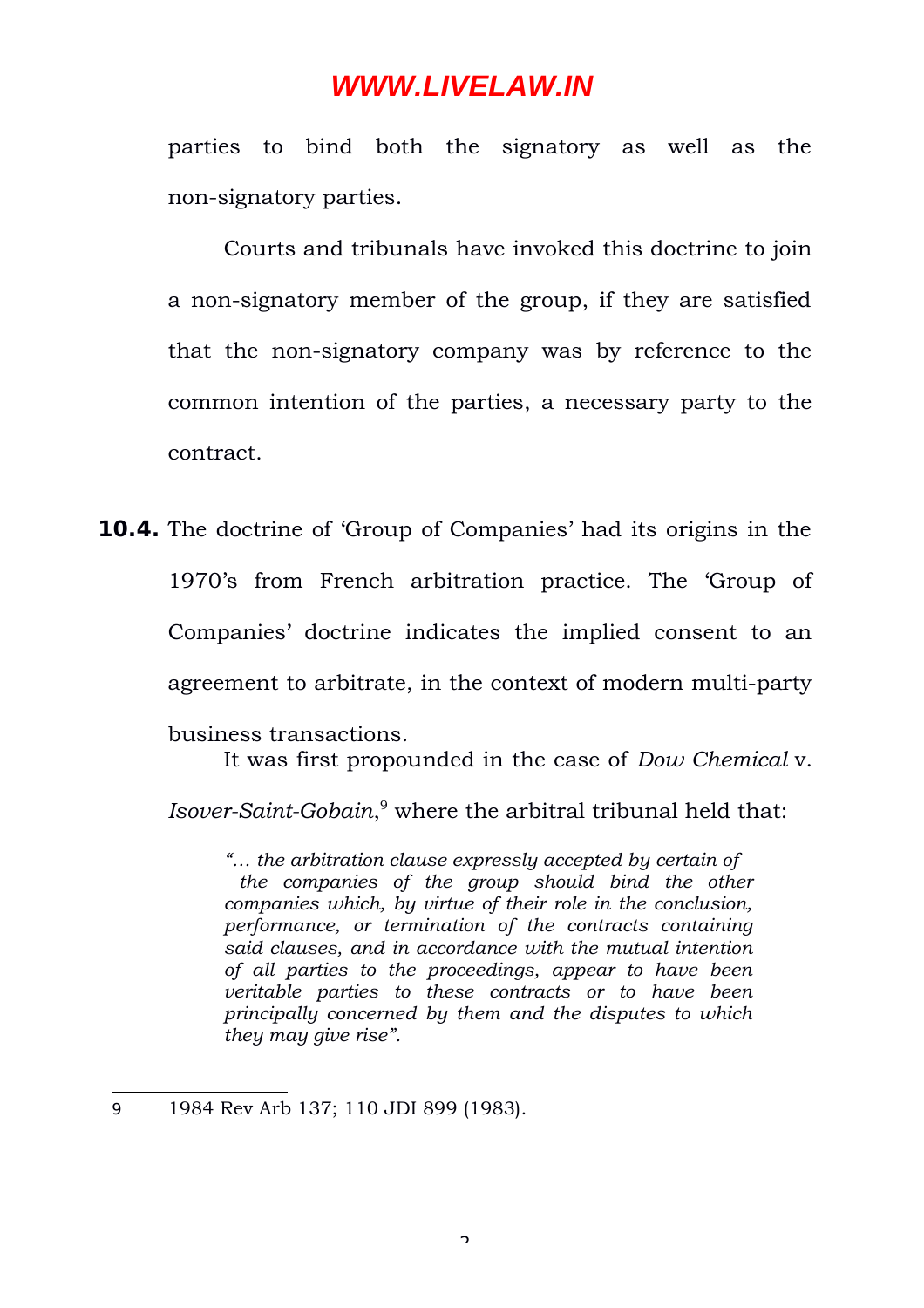parties to bind both the signatory as well as the non-signatory parties.

Courts and tribunals have invoked this doctrine to join a non-signatory member of the group, if they are satisfied that the non-signatory company was by reference to the common intention of the parties, a necessary party to the contract.

**10.4.** The doctrine of 'Group of Companies' had its origins in the 1970's from French arbitration practice. The 'Group of Companies' doctrine indicates the implied consent to an agreement to arbitrate, in the context of modern multi-party business transactions.

It was first propounded in the case of *Dow Chemical* v. *Isover-Saint-Gobain*,[9] where the arbitral tribunal held that:

> *"… the arbitration clause expressly accepted by certain of the companies of the group should bind the other companies which, by virtue of their role in the conclusion, performance, or termination of the contracts containing said clauses, and in accordance with the mutual intention of all parties to the proceedings, appear to have been veritable parties to these contracts or to have been principally concerned by them and the disputes to which they may give rise".*

---

9 1984 Rev Arb 137; 110 JDI 899 (1983).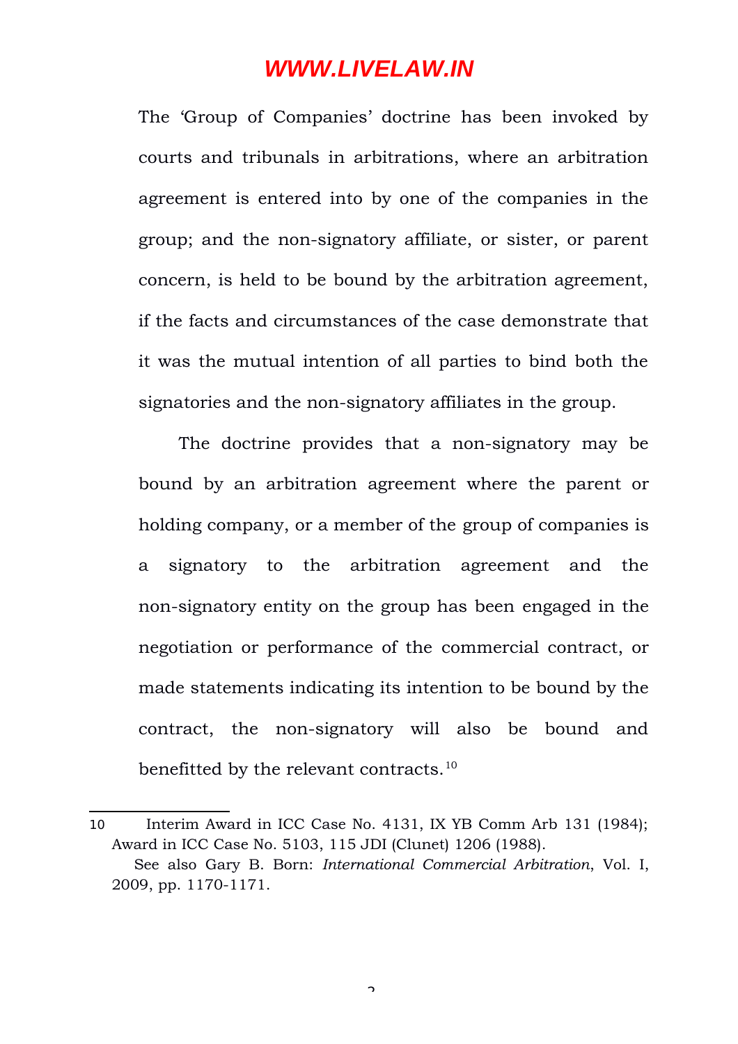The 'Group of Companies' doctrine has been invoked by courts and tribunals in arbitrations, where an arbitration agreement is entered into by one of the companies in the group; and the non-signatory affiliate, or sister, or parent concern, is held to be bound by the arbitration agreement, if the facts and circumstances of the case demonstrate that it was the mutual intention of all parties to bind both the signatories and the non-signatory affiliates in the group.

The doctrine provides that a non-signatory may be bound by an arbitration agreement where the parent or holding company, or a member of the group of companies is a signatory to the arbitration agreement and the non-signatory entity on the group has been engaged in the negotiation or performance of the commercial contract, or made statements indicating its intention to be bound by the contract, the non-signatory will also be bound and benefitted by the relevant contracts.[10]

---

10 Interim Award in ICC Case No. 4131, IX YB Comm Arb 131 (1984); Award in ICC Case No. 5103, 115 JDI (Clunet) 1206 (1988).

See also Gary B. Born: *International Commercial Arbitration*, Vol. I, 2009, pp. 1170-1171.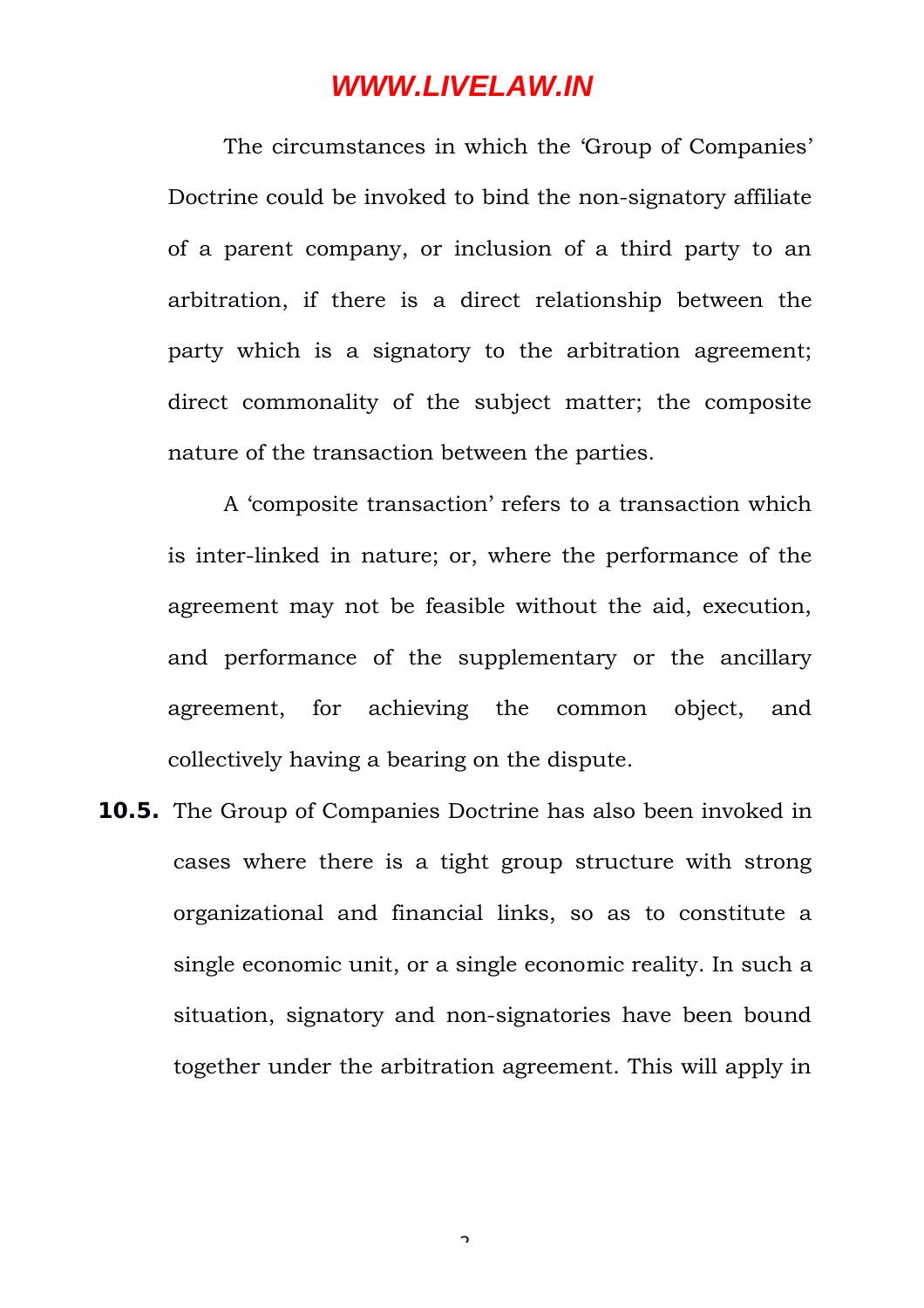The circumstances in which the 'Group of Companies' Doctrine could be invoked to bind the non-signatory affiliate of a parent company, or inclusion of a third party to an arbitration, if there is a direct relationship between the party which is a signatory to the arbitration agreement; direct commonality of the subject matter; the composite nature of the transaction between the parties.

A 'composite transaction' refers to a transaction which is inter-linked in nature; or, where the performance of the agreement may not be feasible without the aid, execution, and performance of the supplementary or the ancillary agreement, for achieving the common object, and collectively having a bearing on the dispute.

**10.5.** The Group of Companies Doctrine has also been invoked in cases where there is a tight group structure with strong organizational and financial links, so as to constitute a single economic unit, or a single economic reality. In such a situation, signatory and non-signatories have been bound together under the arbitration agreement. This will apply in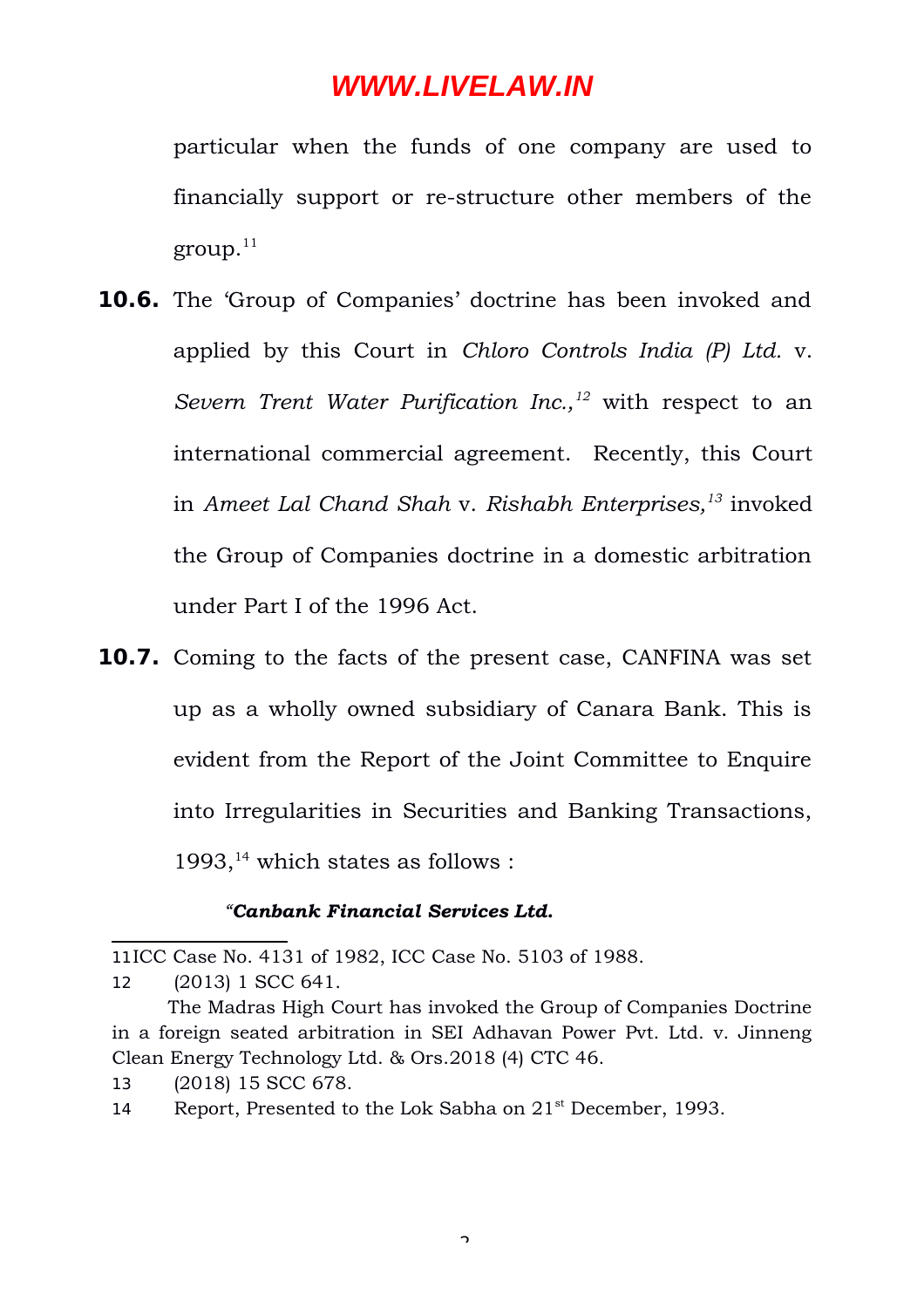particular when the funds of one company are used to financially support or re-structure other members of the group.[11]

**10.6.** The 'Group of Companies' doctrine has been invoked and applied by this Court in *Chloro Controls India (P) Ltd.* v. *Severn Trent Water Purification Inc.,*[12] with respect to an international commercial agreement. Recently, this Court in *Ameet Lal Chand Shah* v. *Rishabh Enterprises,*[13] invoked the Group of Companies doctrine in a domestic arbitration under Part I of the 1996 Act.

**10.7.** Coming to the facts of the present case, CANFINA was set up as a wholly owned subsidiary of Canara Bank. This is evident from the Report of the Joint Committee to Enquire into Irregularities in Securities and Banking Transactions, 1993,[14] which states as follows :

*"**Canbank Financial Services Ltd.***

---

11 ICC Case No. 4131 of 1982, ICC Case No. 5103 of 1988.

12 (2013) 1 SCC 641.

The Madras High Court has invoked the Group of Companies Doctrine in a foreign seated arbitration in SEI Adhavan Power Pvt. Ltd. v. Jinneng Clean Energy Technology Ltd. & Ors.2018 (4) CTC 46.

13 (2018) 15 SCC 678.

14 Report, Presented to the Lok Sabha on 21st December, 1993.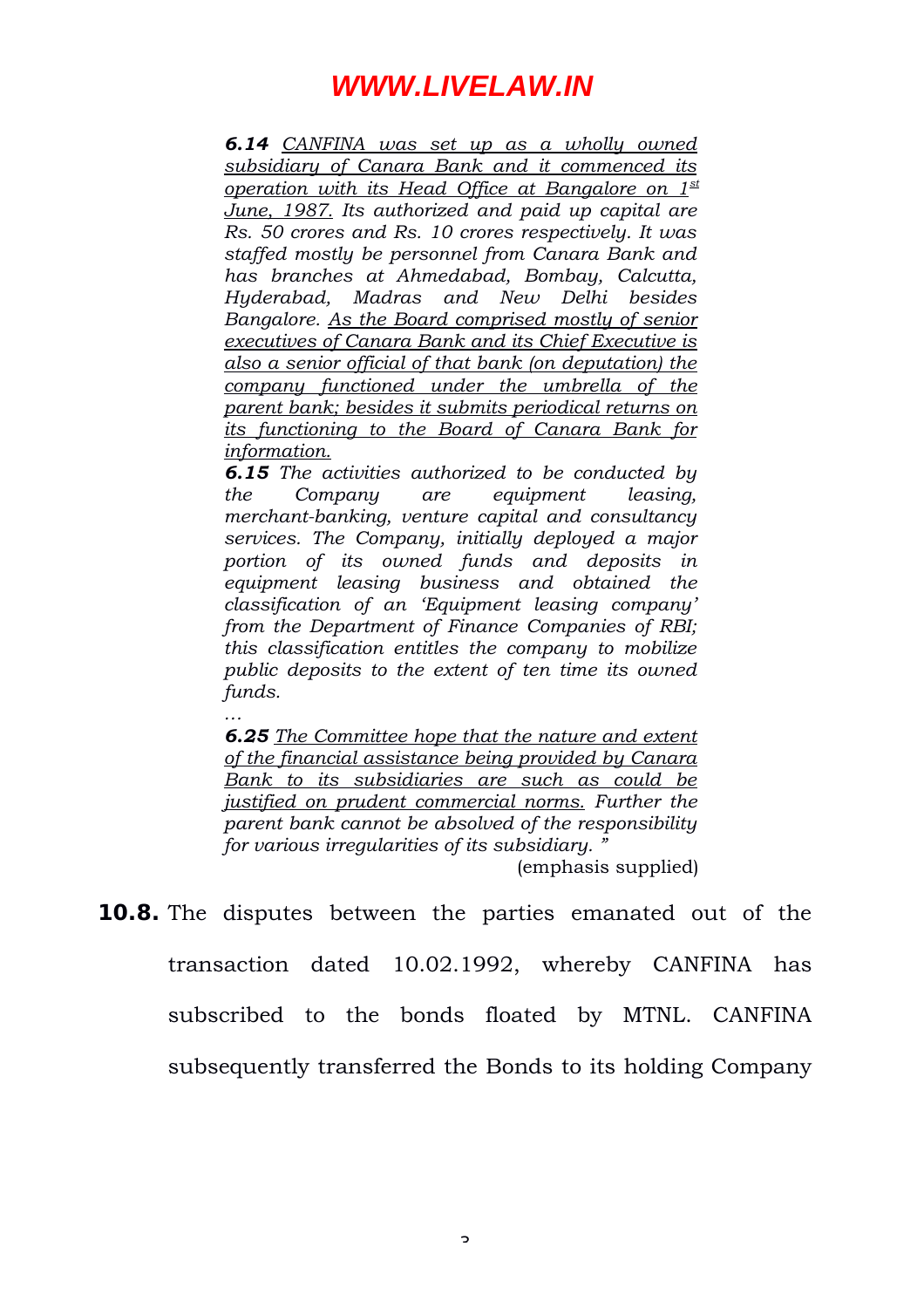*__6.14__ <u>CANFINA was set up as a wholly owned subsidiary of Canara Bank and it commenced its operation with its Head Office at Bangalore on 1st June, 1987.</u> Its authorized and paid up capital are Rs. 50 crores and Rs. 10 crores respectively. It was staffed mostly be personnel from Canara Bank and has branches at Ahmedabad, Bombay, Calcutta, Hyderabad, Madras and New Delhi besides Bangalore. <u>As the Board comprised mostly of senior executives of Canara Bank and its Chief Executive is also a senior official of that bank (on deputation) the company functioned under the umbrella of the parent bank; besides it submits periodical returns on its functioning to the Board of Canara Bank for information.</u>*

*__6.15__ The activities authorized to be conducted by the Company are equipment leasing, merchant-banking, venture capital and consultancy services. The Company, initially deployed a major portion of its owned funds and deposits in equipment leasing business and obtained the classification of an 'Equipment leasing company' from the Department of Finance Companies of RBI; this classification entitles the company to mobilize public deposits to the extent of ten time its owned funds.*

*…*

*__6.25__ <u>The Committee hope that the nature and extent of the financial assistance being provided by Canara Bank to its subsidiaries are such as could be justified on prudent commercial norms.</u> Further the parent bank cannot be absolved of the responsibility for various irregularities of its subsidiary. "*

(emphasis supplied)

**10.8.** The disputes between the parties emanated out of the transaction dated 10.02.1992, whereby CANFINA has subscribed to the bonds floated by MTNL. CANFINA subsequently transferred the Bonds to its holding Company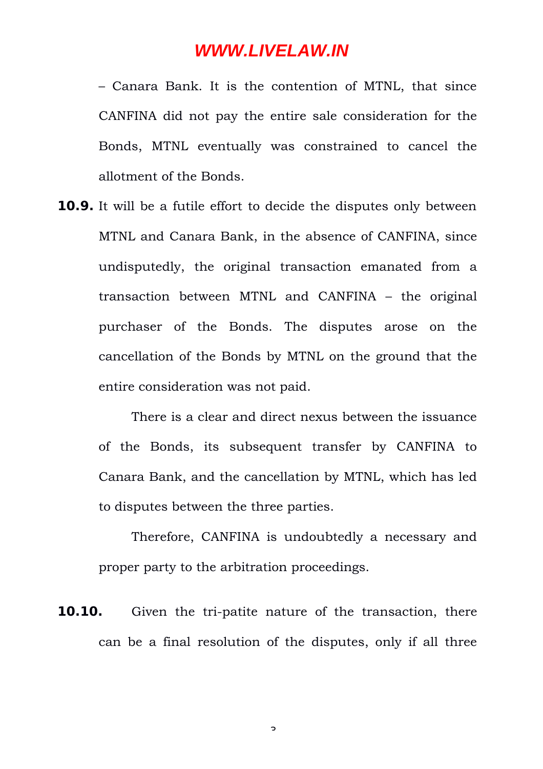– Canara Bank. It is the contention of MTNL, that since CANFINA did not pay the entire sale consideration for the Bonds, MTNL eventually was constrained to cancel the allotment of the Bonds.

**10.9.** It will be a futile effort to decide the disputes only between MTNL and Canara Bank, in the absence of CANFINA, since undisputedly, the original transaction emanated from a transaction between MTNL and CANFINA – the original purchaser of the Bonds. The disputes arose on the cancellation of the Bonds by MTNL on the ground that the entire consideration was not paid.

There is a clear and direct nexus between the issuance of the Bonds, its subsequent transfer by CANFINA to Canara Bank, and the cancellation by MTNL, which has led to disputes between the three parties.

Therefore, CANFINA is undoubtedly a necessary and proper party to the arbitration proceedings.

**10.10.** Given the tri-patite nature of the transaction, there can be a final resolution of the disputes, only if all three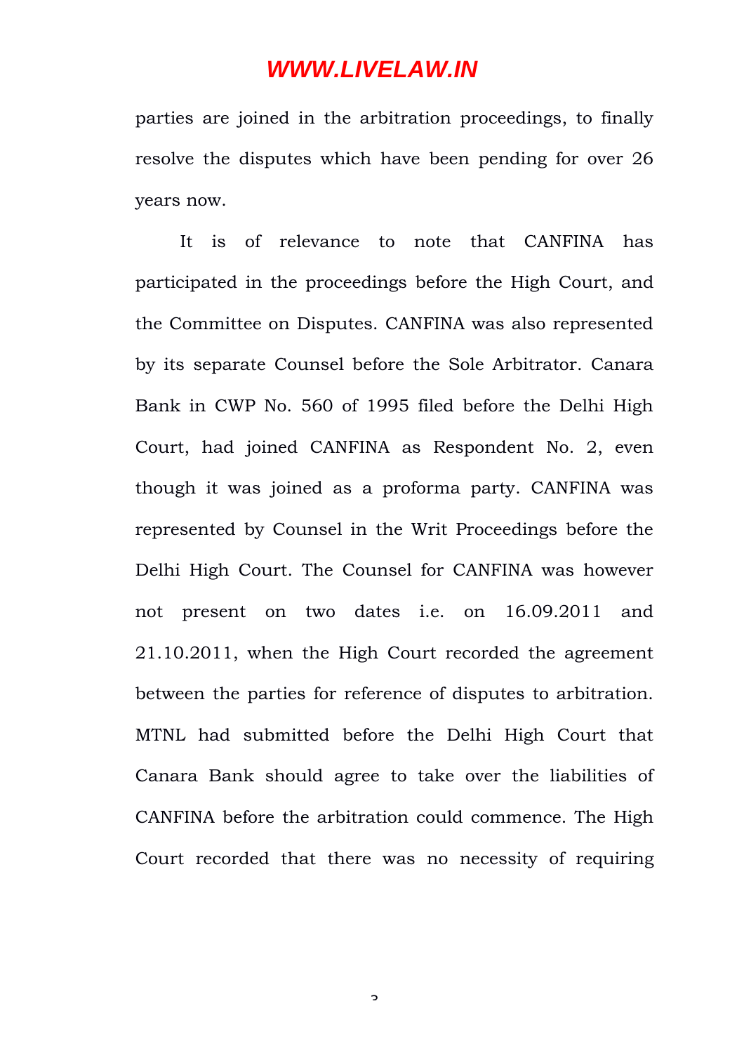parties are joined in the arbitration proceedings, to finally resolve the disputes which have been pending for over 26 years now.

It is of relevance to note that CANFINA has participated in the proceedings before the High Court, and the Committee on Disputes. CANFINA was also represented by its separate Counsel before the Sole Arbitrator. Canara Bank in CWP No. 560 of 1995 filed before the Delhi High Court, had joined CANFINA as Respondent No. 2, even though it was joined as a proforma party. CANFINA was represented by Counsel in the Writ Proceedings before the Delhi High Court. The Counsel for CANFINA was however not present on two dates i.e. on 16.09.2011 and 21.10.2011, when the High Court recorded the agreement between the parties for reference of disputes to arbitration. MTNL had submitted before the Delhi High Court that Canara Bank should agree to take over the liabilities of CANFINA before the arbitration could commence. The High Court recorded that there was no necessity of requiring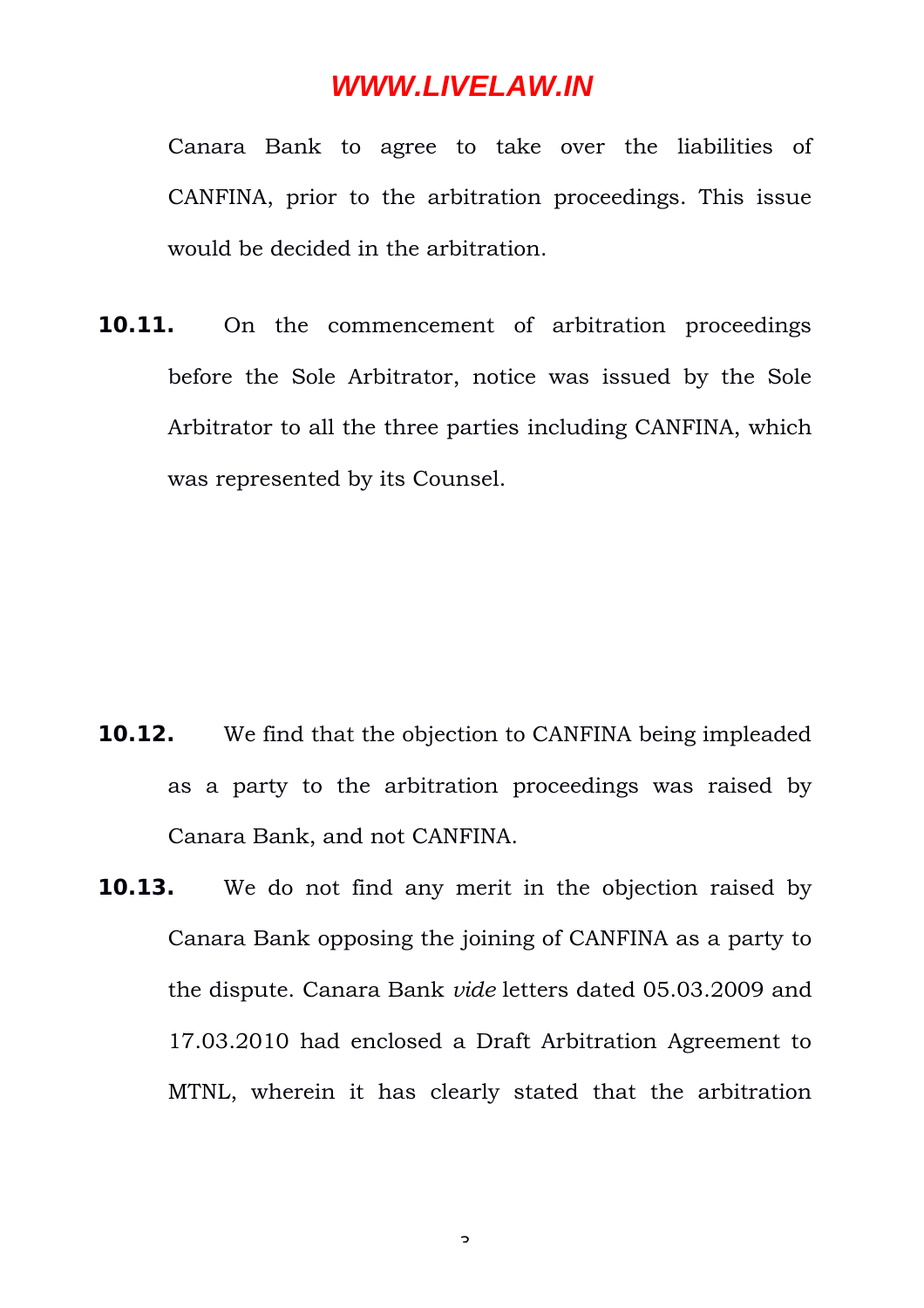Canara Bank to agree to take over the liabilities of CANFINA, prior to the arbitration proceedings. This issue would be decided in the arbitration.

**10.11.** On the commencement of arbitration proceedings before the Sole Arbitrator, notice was issued by the Sole Arbitrator to all the three parties including CANFINA, which was represented by its Counsel.

**10.12.** We find that the objection to CANFINA being impleaded as a party to the arbitration proceedings was raised by Canara Bank, and not CANFINA.

**10.13.** We do not find any merit in the objection raised by Canara Bank opposing the joining of CANFINA as a party to the dispute. Canara Bank *vide* letters dated 05.03.2009 and 17.03.2010 had enclosed a Draft Arbitration Agreement to MTNL, wherein it has clearly stated that the arbitration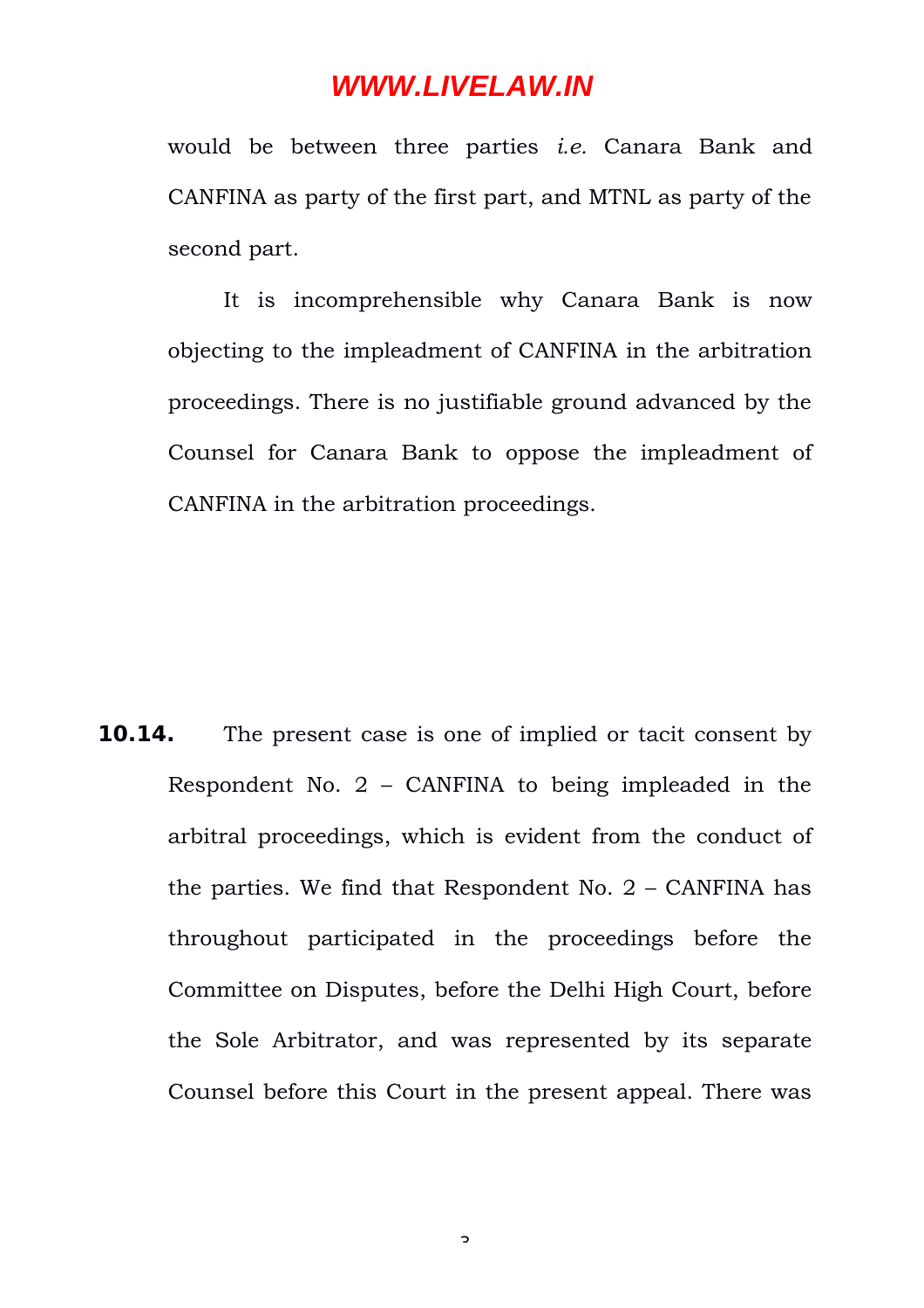would be between three parties *i.e.* Canara Bank and CANFINA as party of the first part, and MTNL as party of the second part.

It is incomprehensible why Canara Bank is now objecting to the impleadment of CANFINA in the arbitration proceedings. There is no justifiable ground advanced by the Counsel for Canara Bank to oppose the impleadment of CANFINA in the arbitration proceedings.

**10.14.** The present case is one of implied or tacit consent by Respondent No. 2 – CANFINA to being impleaded in the arbitral proceedings, which is evident from the conduct of the parties. We find that Respondent No. 2 – CANFINA has throughout participated in the proceedings before the Committee on Disputes, before the Delhi High Court, before the Sole Arbitrator, and was represented by its separate Counsel before this Court in the present appeal. There was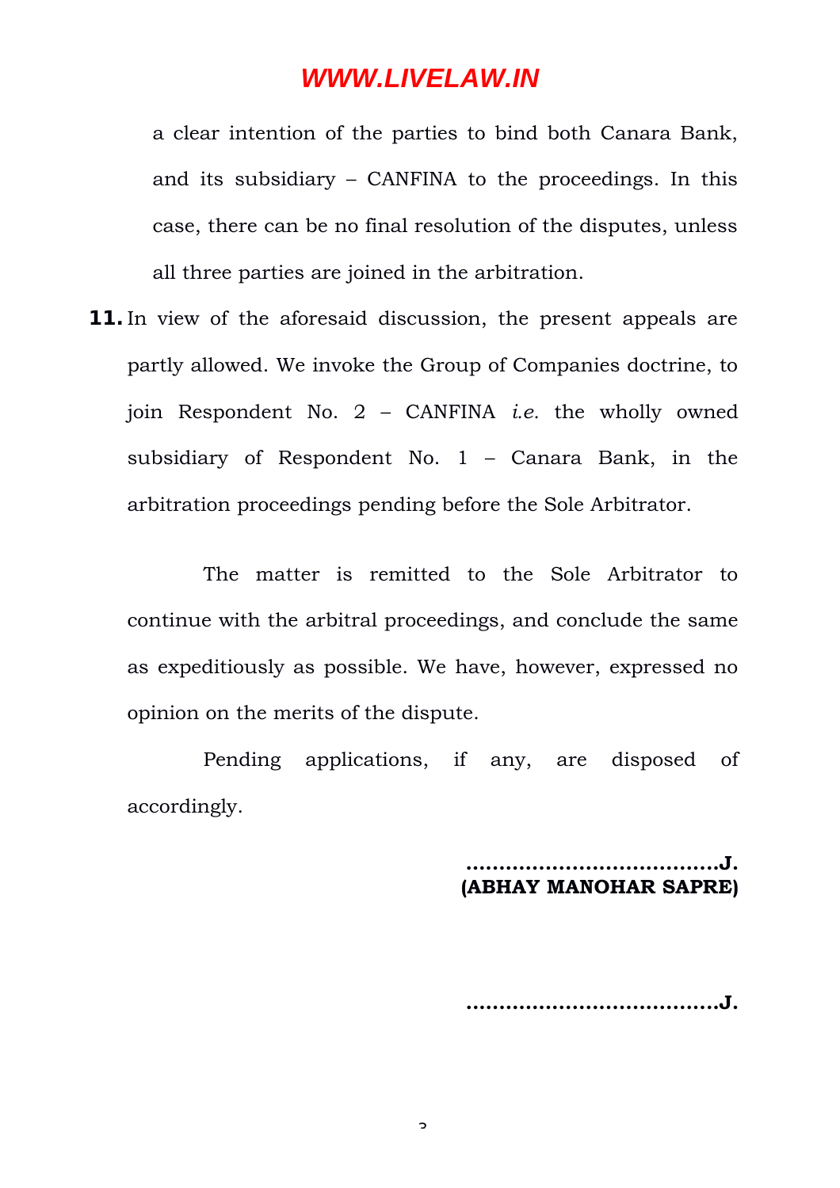a clear intention of the parties to bind both Canara Bank, and its subsidiary – CANFINA to the proceedings. In this case, there can be no final resolution of the disputes, unless all three parties are joined in the arbitration.

**11.** In view of the aforesaid discussion, the present appeals are partly allowed. We invoke the Group of Companies doctrine, to join Respondent No. 2 – CANFINA *i.e.* the wholly owned subsidiary of Respondent No. 1 – Canara Bank, in the arbitration proceedings pending before the Sole Arbitrator.

The matter is remitted to the Sole Arbitrator to continue with the arbitral proceedings, and conclude the same as expeditiously as possible. We have, however, expressed no opinion on the merits of the dispute.

Pending applications, if any, are disposed of accordingly.

**……………………………….J.**
**(ABHAY MANOHAR SAPRE)**

**……………………………….J.**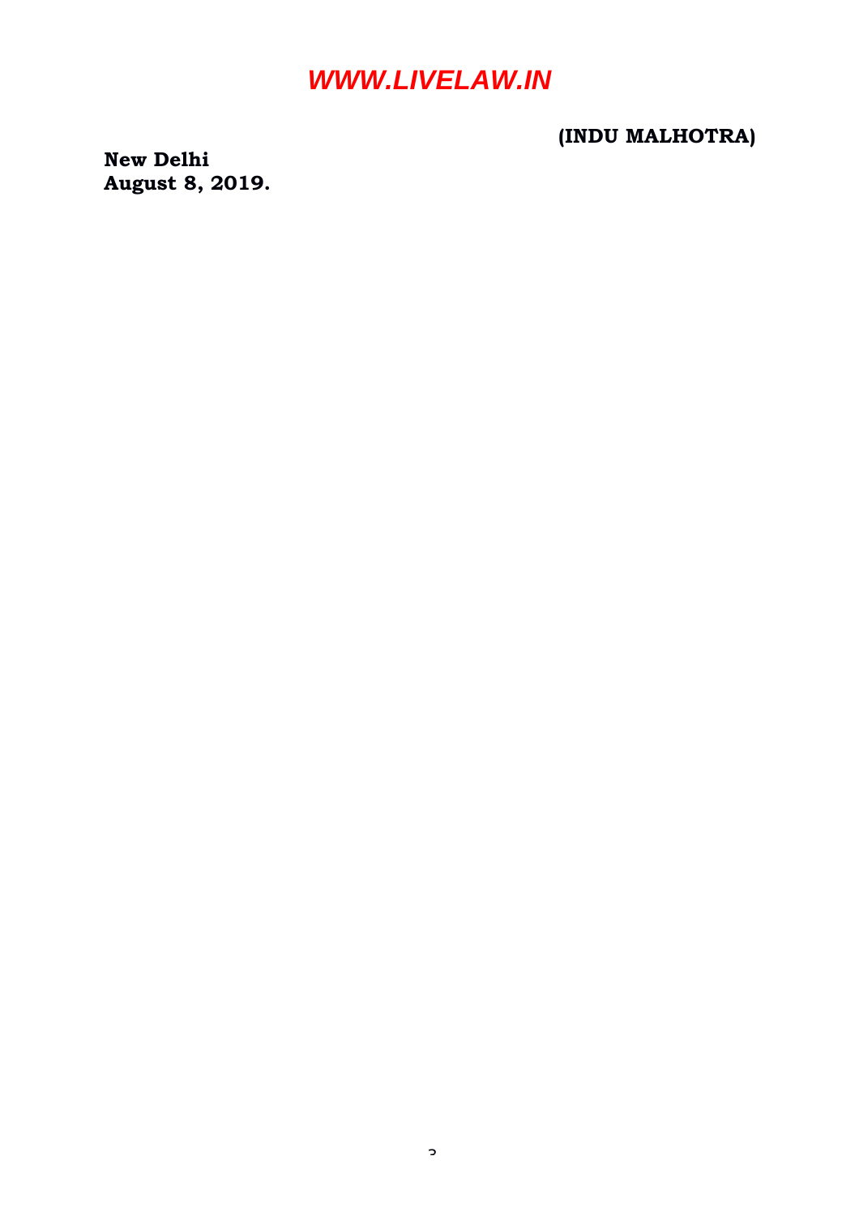**(INDU MALHOTRA)**

**New Delhi**
**August 8, 2019.**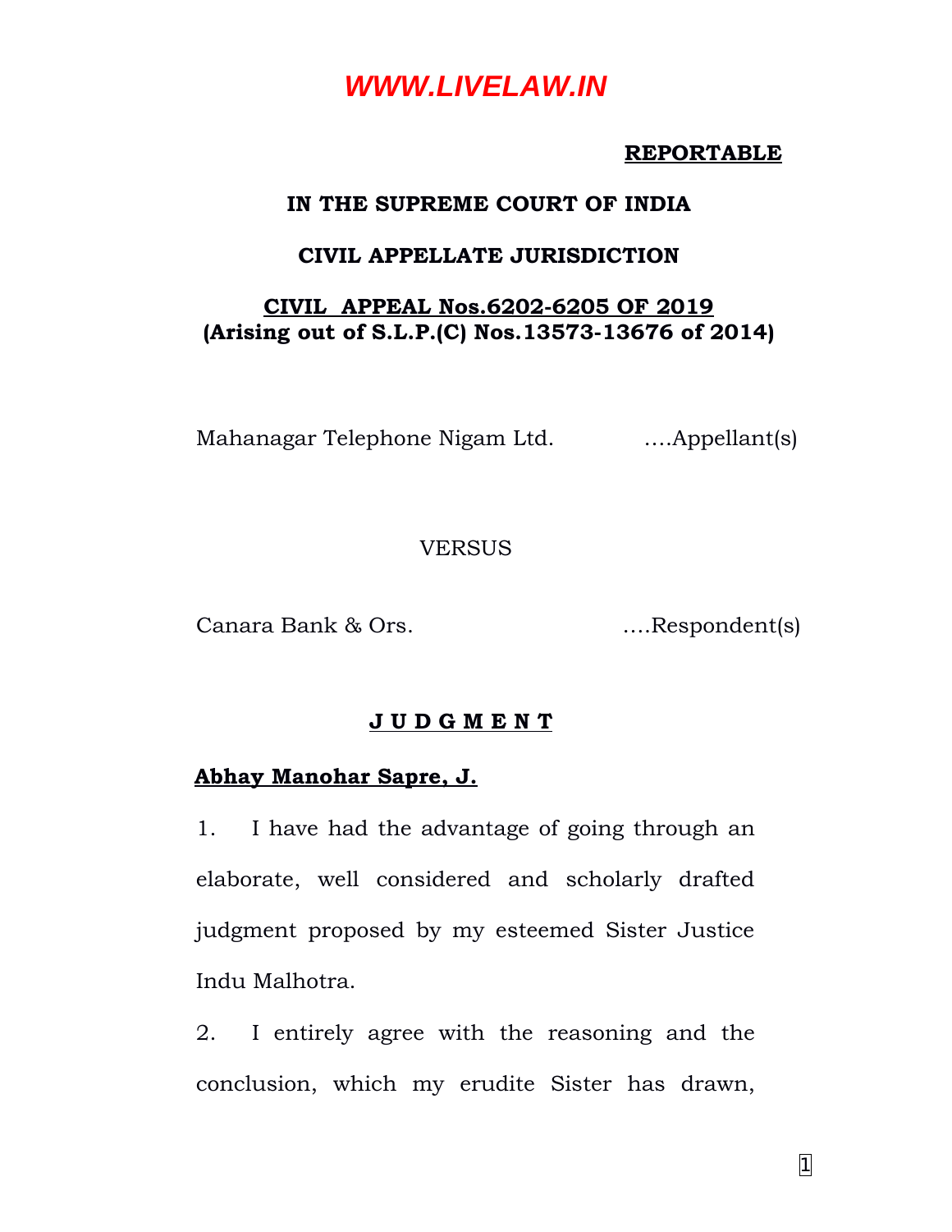**REPORTABLE**

**IN THE SUPREME COURT OF INDIA**

**CIVIL APPELLATE JURISDICTION**

**CIVIL APPEAL Nos.6202-6205 OF 2019**
**(Arising out of S.L.P.(C) Nos.13573-13676 of 2014)**

Mahanagar Telephone Nigam Ltd. ….Appellant(s)

VERSUS

Canara Bank & Ors. ….Respondent(s)

**J U D G M E N T**

**Abhay Manohar Sapre, J.**

1. I have had the advantage of going through an elaborate, well considered and scholarly drafted judgment proposed by my esteemed Sister Justice Indu Malhotra.

2. I entirely agree with the reasoning and the conclusion, which my erudite Sister has drawn,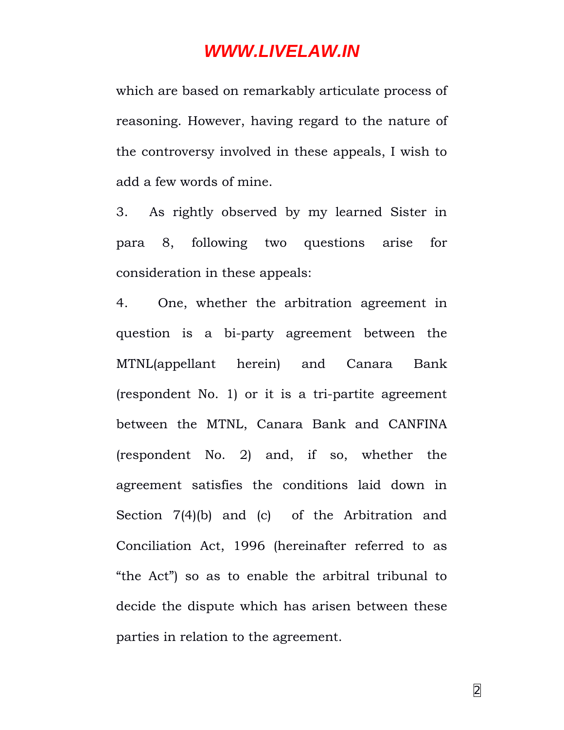which are based on remarkably articulate process of reasoning. However, having regard to the nature of the controversy involved in these appeals, I wish to add a few words of mine.

3. As rightly observed by my learned Sister in para 8, following two questions arise for consideration in these appeals:

4. One, whether the arbitration agreement in question is a bi-party agreement between the MTNL(appellant herein) and Canara Bank (respondent No. 1) or it is a tri-partite agreement between the MTNL, Canara Bank and CANFINA (respondent No. 2) and, if so, whether the agreement satisfies the conditions laid down in Section 7(4)(b) and (c) of the Arbitration and Conciliation Act, 1996 (hereinafter referred to as "the Act") so as to enable the arbitral tribunal to decide the dispute which has arisen between these parties in relation to the agreement.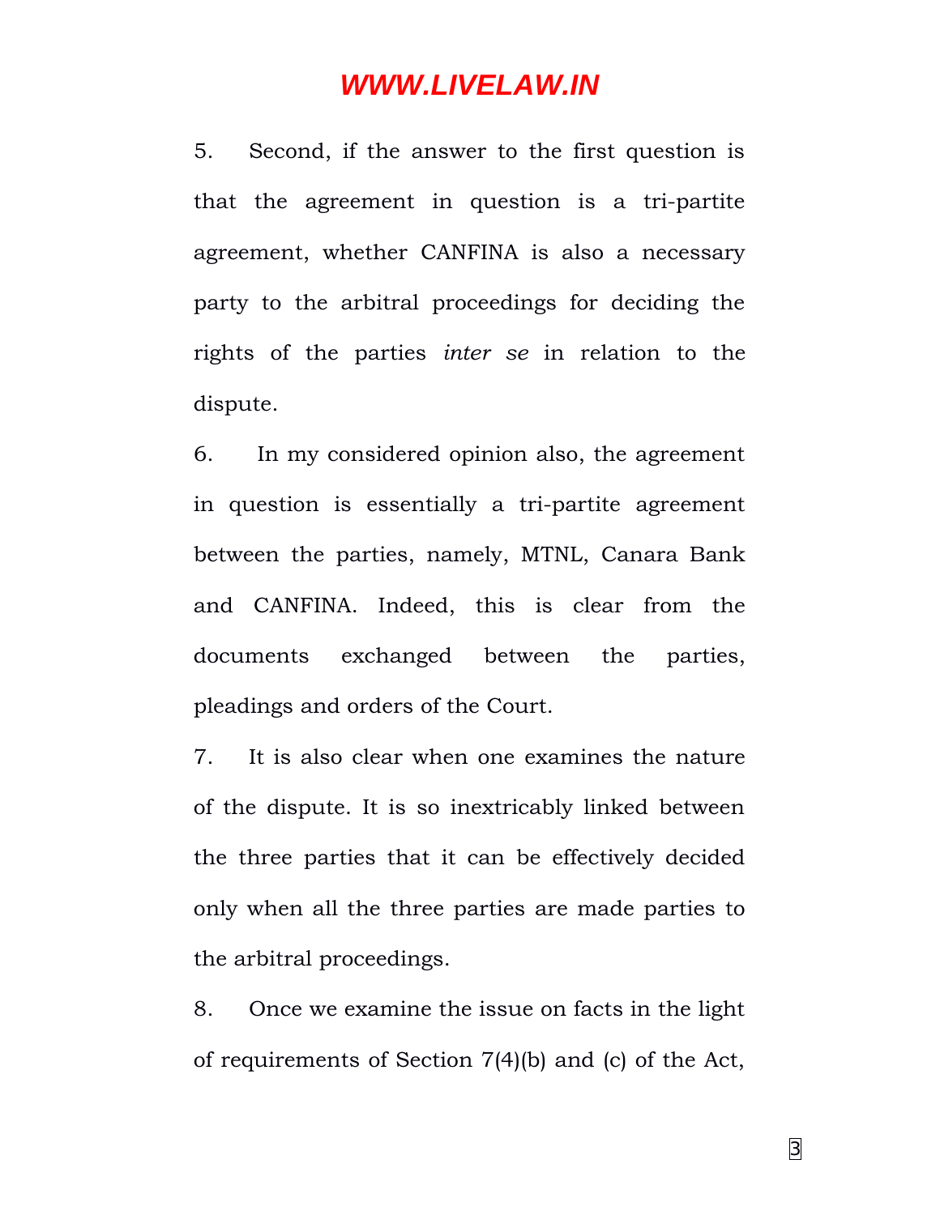5. Second, if the answer to the first question is that the agreement in question is a tri-partite agreement, whether CANFINA is also a necessary party to the arbitral proceedings for deciding the rights of the parties *inter se* in relation to the dispute.

6. In my considered opinion also, the agreement in question is essentially a tri-partite agreement between the parties, namely, MTNL, Canara Bank and CANFINA. Indeed, this is clear from the documents exchanged between the parties, pleadings and orders of the Court.

7. It is also clear when one examines the nature of the dispute. It is so inextricably linked between the three parties that it can be effectively decided only when all the three parties are made parties to the arbitral proceedings.

8. Once we examine the issue on facts in the light of requirements of Section 7(4)(b) and (c) of the Act,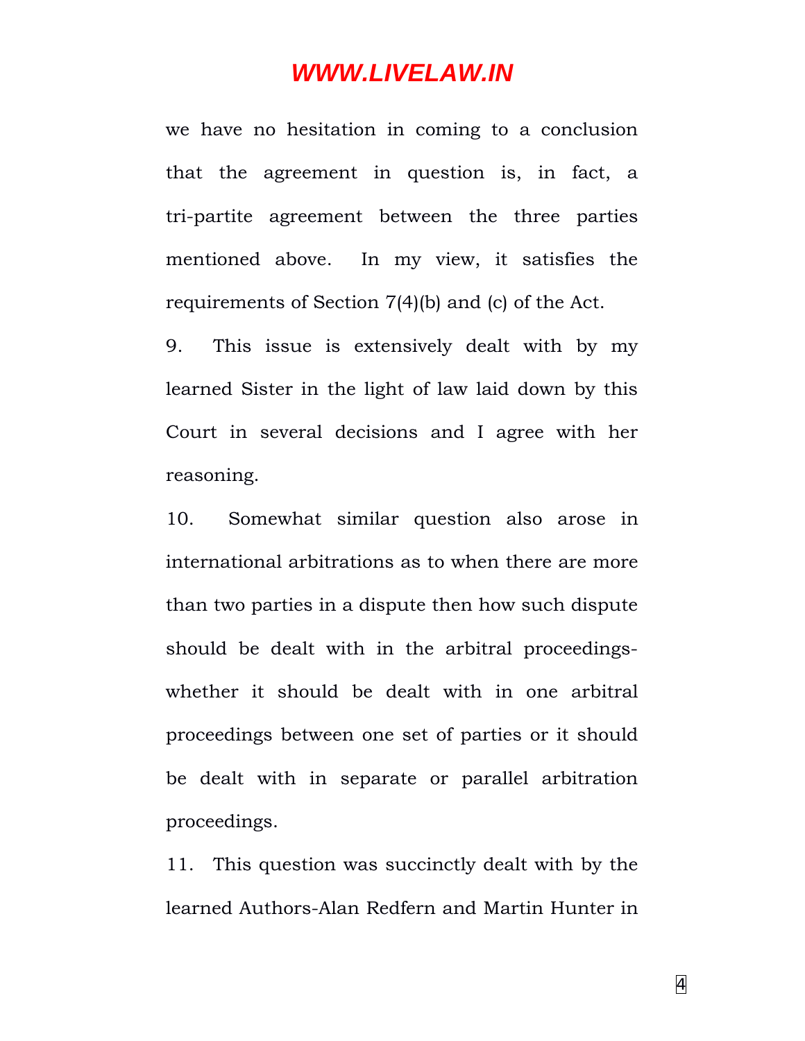we have no hesitation in coming to a conclusion that the agreement in question is, in fact, a tri-partite agreement between the three parties mentioned above. In my view, it satisfies the requirements of Section 7(4)(b) and (c) of the Act.

9. This issue is extensively dealt with by my learned Sister in the light of law laid down by this Court in several decisions and I agree with her reasoning.

10. Somewhat similar question also arose in international arbitrations as to when there are more than two parties in a dispute then how such dispute should be dealt with in the arbitral proceedings- whether it should be dealt with in one arbitral proceedings between one set of parties or it should be dealt with in separate or parallel arbitration proceedings.

11. This question was succinctly dealt with by the learned Authors-Alan Redfern and Martin Hunter in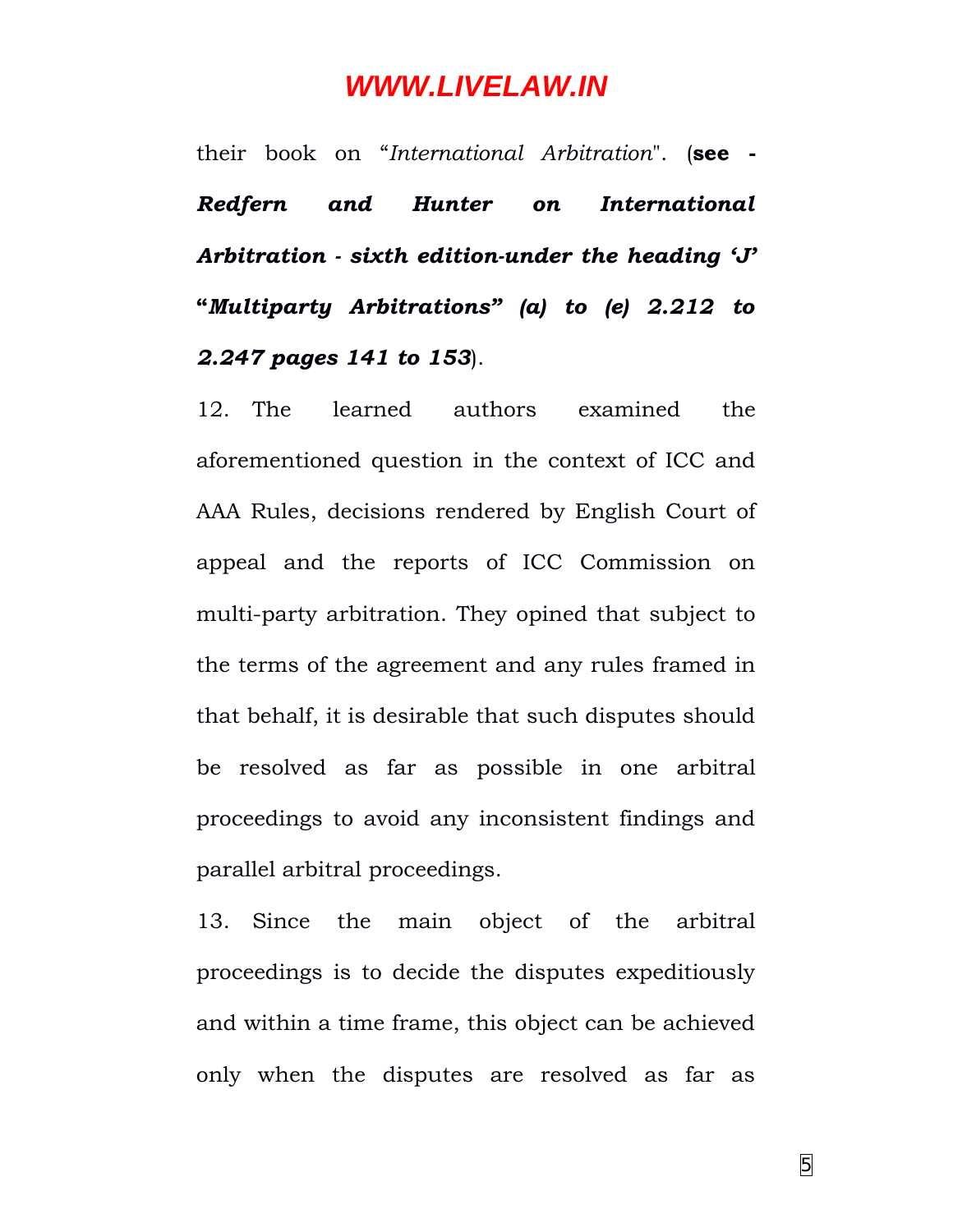their book on "*International Arbitration*". (**see - *Redfern and Hunter on International Arbitration - sixth edition-under the heading 'J' "Multiparty Arbitrations" (a) to (e) 2.212 to 2.247 pages 141 to 153***).

12. The learned authors examined the aforementioned question in the context of ICC and AAA Rules, decisions rendered by English Court of appeal and the reports of ICC Commission on multi-party arbitration. They opined that subject to the terms of the agreement and any rules framed in that behalf, it is desirable that such disputes should be resolved as far as possible in one arbitral proceedings to avoid any inconsistent findings and parallel arbitral proceedings.

13. Since the main object of the arbitral proceedings is to decide the disputes expeditiously and within a time frame, this object can be achieved only when the disputes are resolved as far as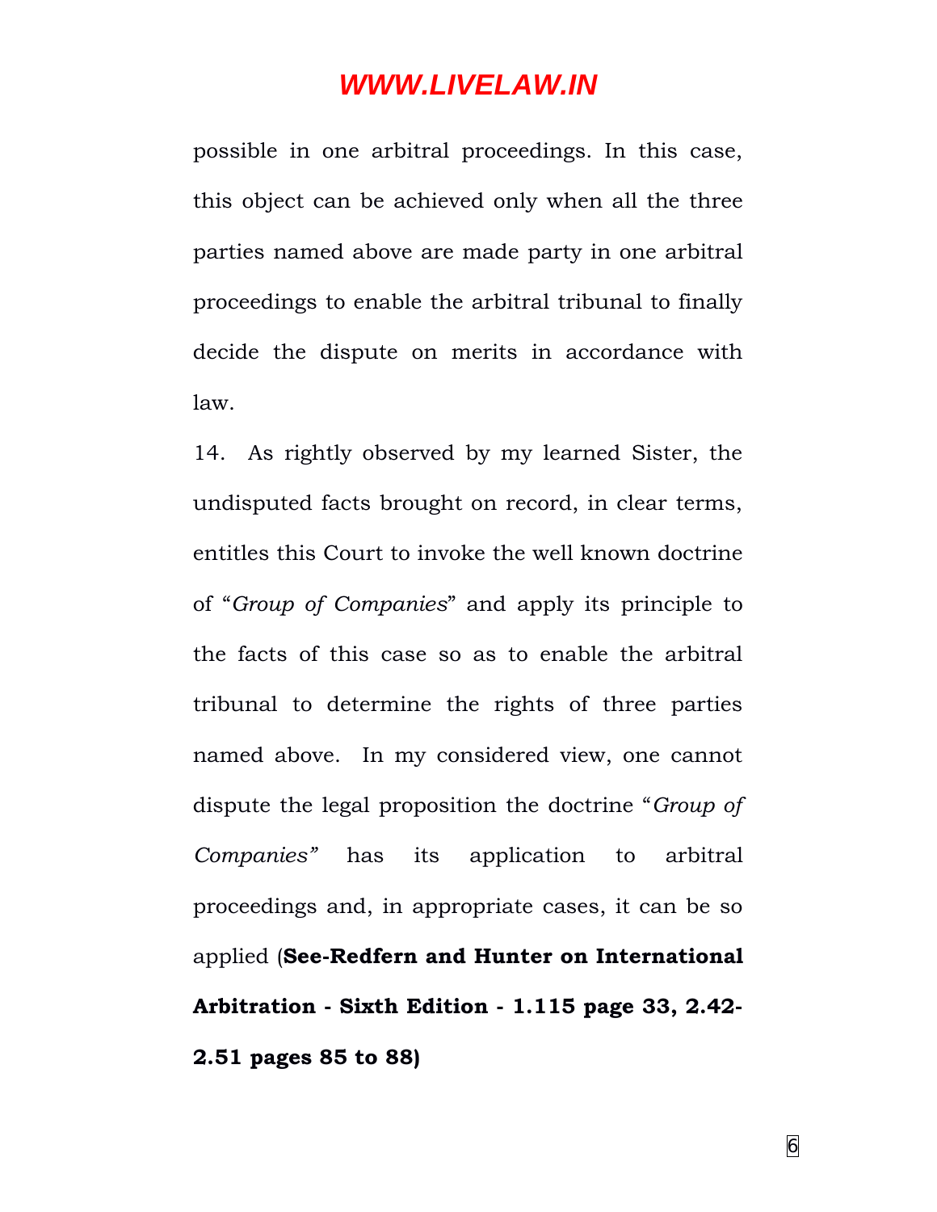possible in one arbitral proceedings. In this case, this object can be achieved only when all the three parties named above are made party in one arbitral proceedings to enable the arbitral tribunal to finally decide the dispute on merits in accordance with law.

14. As rightly observed by my learned Sister, the undisputed facts brought on record, in clear terms, entitles this Court to invoke the well known doctrine of "*Group of Companies*" and apply its principle to the facts of this case so as to enable the arbitral tribunal to determine the rights of three parties named above. In my considered view, one cannot dispute the legal proposition the doctrine "*Group of Companies"* has its application to arbitral proceedings and, in appropriate cases, it can be so applied (**See-Redfern and Hunter on International Arbitration - Sixth Edition - 1.115 page 33, 2.42-2.51 pages 85 to 88)**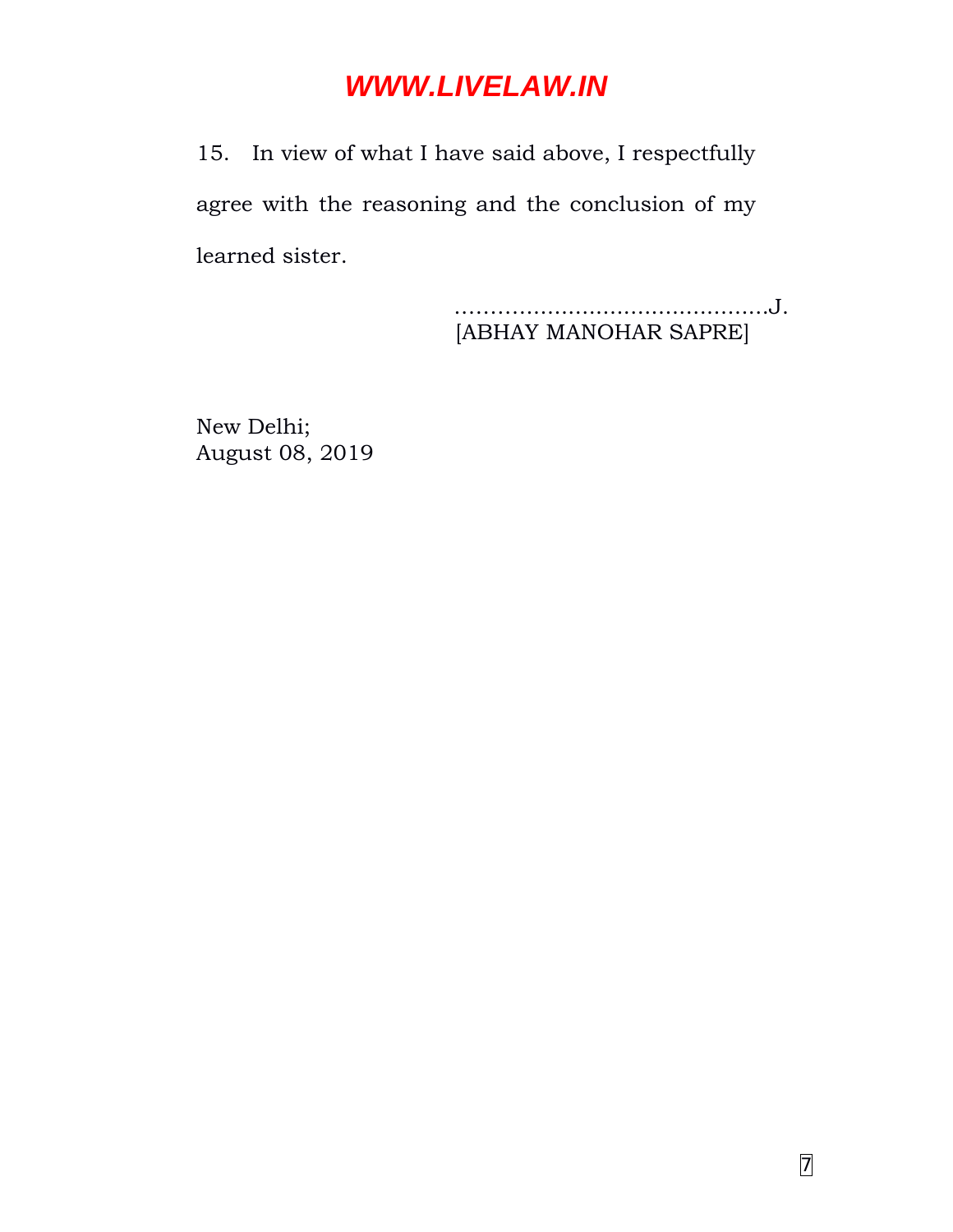15. In view of what I have said above, I respectfully agree with the reasoning and the conclusion of my learned sister.

……………………………………..J.
[ABHAY MANOHAR SAPRE]

New Delhi;
August 08, 2019